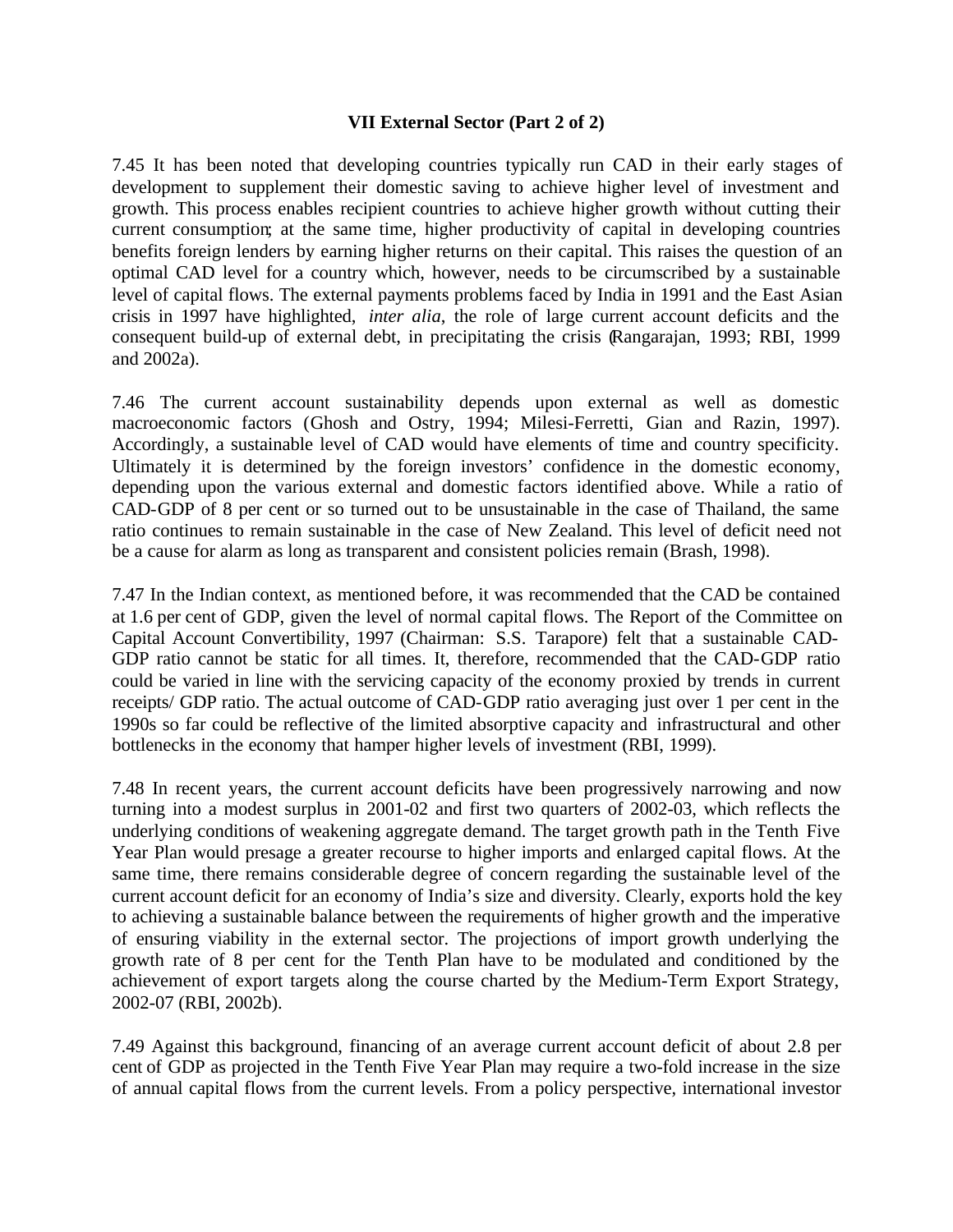# VII External Sector (Part 2 of 2)

7.45 It has been noted that developing countries typically run CAD in their early stages of development to supplement their domestic saving to achieve higher level of investment and growth. This process enables recipient countries to achieve higher growth without cutting their current consumption; at the same time, higher productivity of capital in developing countries benefits foreign lenders by earning higher returns on their capital. This raises the question of an optimal CAD level for a country which, however, needs to be circumscribed by a sustainable level of capital flows. The external payments problems faced by India in 1991 and the East Asian crisis in 1997 have highlighted, *inter alia*, the role of large current account deficits and the consequent build-up of external debt, in precipitating the crisis (Rangarajan, 1993; RBI, 1999 and 2002a).

7.46 The current account sustainability depends upon external as well as domestic macroeconomic factors (Ghosh and Ostry, 1994; Milesi-Ferretti, Gian and Razin, 1997). Accordingly, a sustainable level of CAD would have elements of time and country specificity. Ultimately it is determined by the foreign investors' confidence in the domestic economy, depending upon the various external and domestic factors identified above. While a ratio of CAD-GDP of 8 per cent or so turned out to be unsustainable in the case of Thailand, the same ratio continues to remain sustainable in the case of New Zealand. This level of deficit need not be a cause for alarm as long as transparent and consistent policies remain (Brash, 1998).

7.47 In the Indian context, as mentioned before, it was recommended that the CAD be contained at 1.6 per cent of GDP, given the level of normal capital flows. The Report of the Committee on Capital Account Convertibility, 1997 (Chairman: S.S. Tarapore) felt that a sustainable CAD-GDP ratio cannot be static for all times. It, therefore, recommended that the CAD-GDP ratio could be varied in line with the servicing capacity of the economy proxied by trends in current receipts/ GDP ratio. The actual outcome of CAD-GDP ratio averaging just over 1 per cent in the 1990s so far could be reflective of the limited absorptive capacity and infrastructural and other bottlenecks in the economy that hamper higher levels of investment (RBI, 1999).

7.48 In recent years, the current account deficits have been progressively narrowing and now turning into a modest surplus in 2001-02 and first two quarters of 2002-03, which reflects the underlying conditions of weakening aggregate demand. The target growth path in the Tenth Five Year Plan would presage a greater recourse to higher imports and enlarged capital flows. At the same time, there remains considerable degree of concern regarding the sustainable level of the current account deficit for an economy of India's size and diversity. Clearly, exports hold the key to achieving a sustainable balance between the requirements of higher growth and the imperative of ensuring viability in the external sector. The projections of import growth underlying the growth rate of 8 per cent for the Tenth Plan have to be modulated and conditioned by the achievement of export targets along the course charted by the Medium-Term Export Strategy, 2002-07 (RBI, 2002b).

7.49 Against this background, financing of an average current account deficit of about 2.8 per cent of GDP as projected in the Tenth Five Year Plan may require a two-fold increase in the size of annual capital flows from the current levels. From a policy perspective, international investor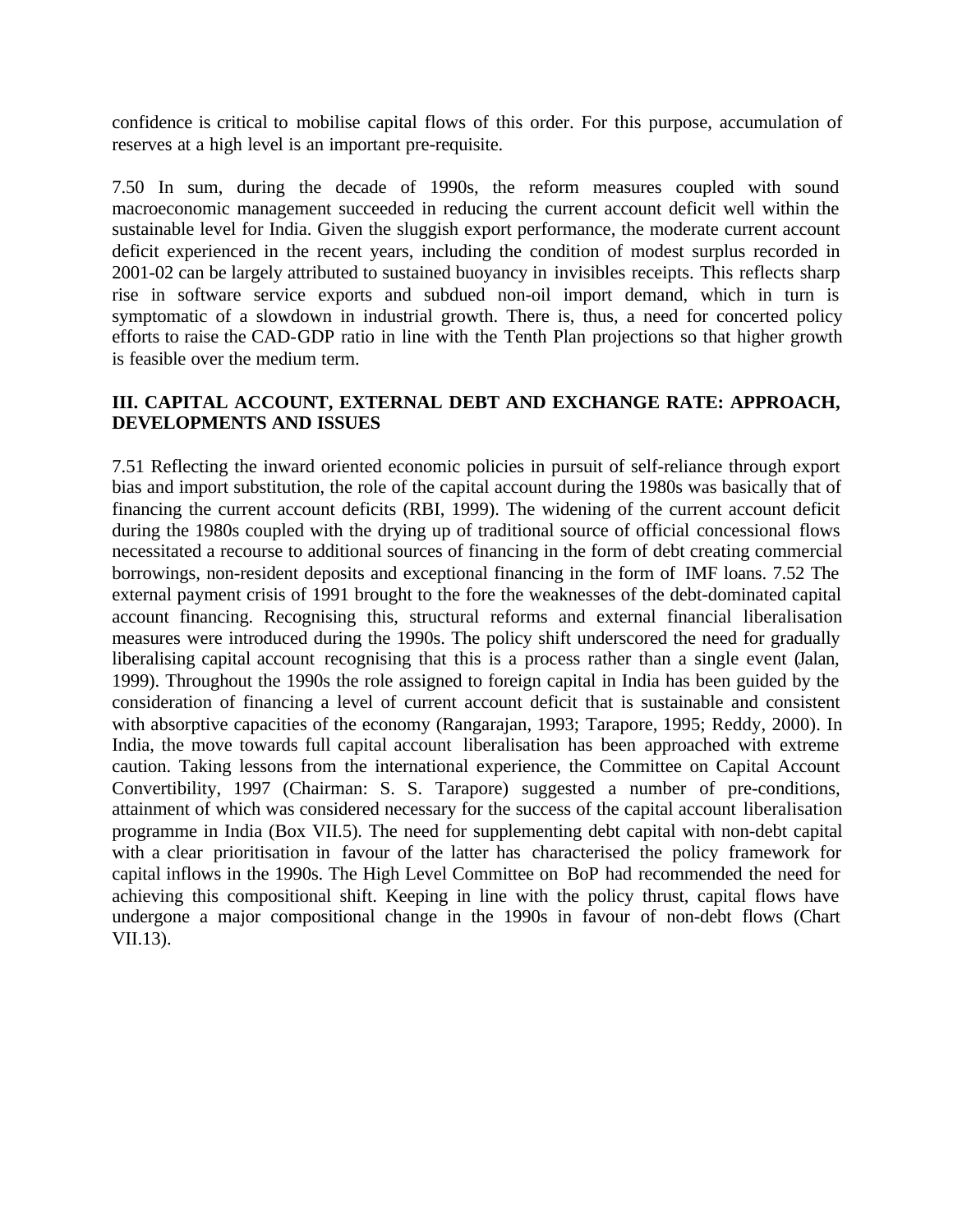confidence is critical to mobilise capital flows of this order. For this purpose, accumulation of reserves at a high level is an important pre-requisite.

7.50 In sum, during the decade of 1990s, the reform measures coupled with sound macroeconomic management succeeded in reducing the current account deficit well within the sustainable level for India. Given the sluggish export performance, the moderate current account deficit experienced in the recent years, including the condition of modest surplus recorded in 2001-02 can be largely attributed to sustained buoyancy in invisibles receipts. This reflects sharp rise in software service exports and subdued non-oil import demand, which in turn is symptomatic of a slowdown in industrial growth. There is, thus, a need for concerted policy efforts to raise the CAD-GDP ratio in line with the Tenth Plan projections so that higher growth is feasible over the medium term.

## III. CAPITAL ACCOUNT, EXTERNAL DEBT AND EXCHANGE RATE: APPROACH, DEVELOPMENTS AND ISSUES

7.51 Reflecting the inward oriented economic policies in pursuit of self-reliance through export bias and import substitution, the role of the capital account during the 1980s was basically that of financing the current account deficits (RBI, 1999). The widening of the current account deficit during the 1980s coupled with the drying up of traditional source of official concessional flows necessitated a recourse to additional sources of financing in the form of debt creating commercial borrowings, non-resident deposits and exceptional financing in the form of IMF loans. 7.52 The external payment crisis of 1991 brought to the fore the weaknesses of the debt-dominated capital account financing. Recognising this, structural reforms and external financial liberalisation measures were introduced during the 1990s. The policy shift underscored the need for gradually liberalising capital account recognising that this is a process rather than a single event (Jalan, 1999). Throughout the 1990s the role assigned to foreign capital in India has been guided by the consideration of financing a level of current account deficit that is sustainable and consistent with absorptive capacities of the economy (Rangarajan, 1993; Tarapore, 1995; Reddy, 2000). In India, the move towards full capital account liberalisation has been approached with extreme caution. Taking lessons from the international experience, the Committee on Capital Account Convertibility, 1997 (Chairman: S. S. Tarapore) suggested a number of pre-conditions, attainment of which was considered necessary for the success of the capital account liberalisation programme in India (Box VII.5). The need for supplementing debt capital with non-debt capital with a clear prioritisation in favour of the latter has characterised the policy framework for capital inflows in the 1990s. The High Level Committee on BoP had recommended the need for achieving this compositional shift. Keeping in line with the policy thrust, capital flows have undergone a major compositional change in the 1990s in favour of non-debt flows (Chart VII.13).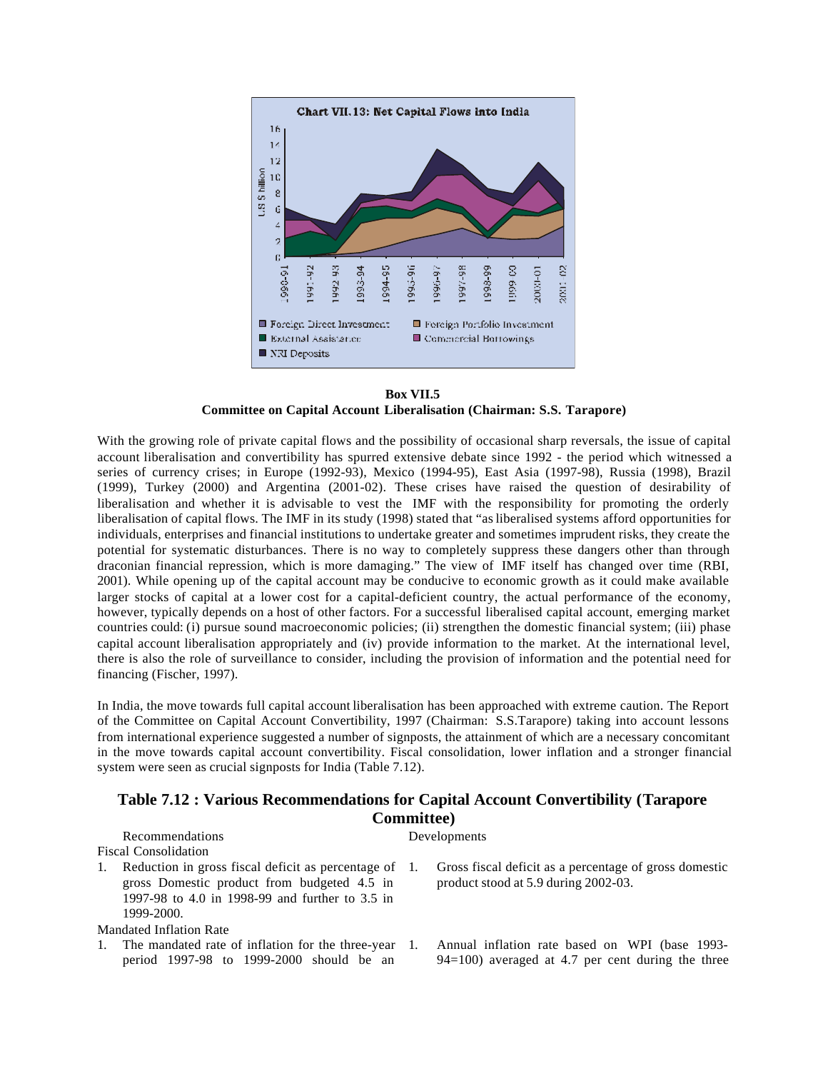Chart VII.13: Net Capital Flows into India

Box VII.5

**Committee on Capital Account Liberalisation (Chairman: S.S. Tarapore)**

With the growing role of private capital flows and the possibility of occasional sharp reversals, the issue of capital account liberalisation and convertibility has spurred extensive debate since 1992 - the period which witnessed a series of currency crises; in Europe (1992-93), Mexico (1994-95), East Asia (1997-98), Russia (1998), Brazil (1999), Turkey (2000) and Argentina (2001-02). These crises have raised the question of desirability of liberalisation and whether it is advisable to vest the IMF with the responsibility for promoting the orderly liberalisation of capital flows. The IMF in its study (1998) stated that "as liberalised systems afford opportunities for individuals, enterprises and financial institutions to undertake greater and sometimes imprudent risks, they create the potential for systematic disturbances. There is no way to completely suppress these dangers other than through draconian financial repression, which is more damaging." The view of IMF itself has changed over time (RBI, 2001). While opening up of the capital account may be conducive to economic growth as it could make available larger stocks of capital at a lower cost for a capital-deficient country, the actual performance of the economy, however, typically depends on a host of other factors. For a successful liberalised capital account, emerging market countries could: (i) pursue sound macroeconomic policies; (ii) strengthen the domestic financial system; (iii) phase capital account liberalisation appropriately and (iv) provide information to the market. At the international level, there is also the role of surveillance to consider, including the provision of information and the potential need for financing (Fischer, 1997).

In India, the move towards full capital account liberalisation has been approached with extreme caution. The Report of the Committee on Capital Account Convertibility, 1997 (Chairman: S.S.Tarapore) taking into account lessons from international experience suggested a number of signposts, the attainment of which are a necessary concomitant in the move towards capital account convertibility. Fiscal consolidation, lower inflation and a stronger financial system were seen as crucial signposts for India (Table 7.12).

## Table 7.12 : Various Recommendations for Capital Account Convertibility (Tarapore Committee)

| Recommendations | Developments |
|---|---|
| **Fiscal Consolidation** | |
| 1. Reduction in gross fiscal deficit as percentage of gross Domestic product from budgeted 4.5 in 1997-98 to 4.0 in 1998-99 and further to 3.5 in 1999-2000. | 1. Gross fiscal deficit as a percentage of gross domestic product stood at 5.9 during 2002-03. |
| **Mandated Inflation Rate** | |
| 1. The mandated rate of inflation for the three-year period 1997-98 to 1999-2000 should be an | 1. Annual inflation rate based on WPI (base 1993-94=100) averaged at 4.7 per cent during the three |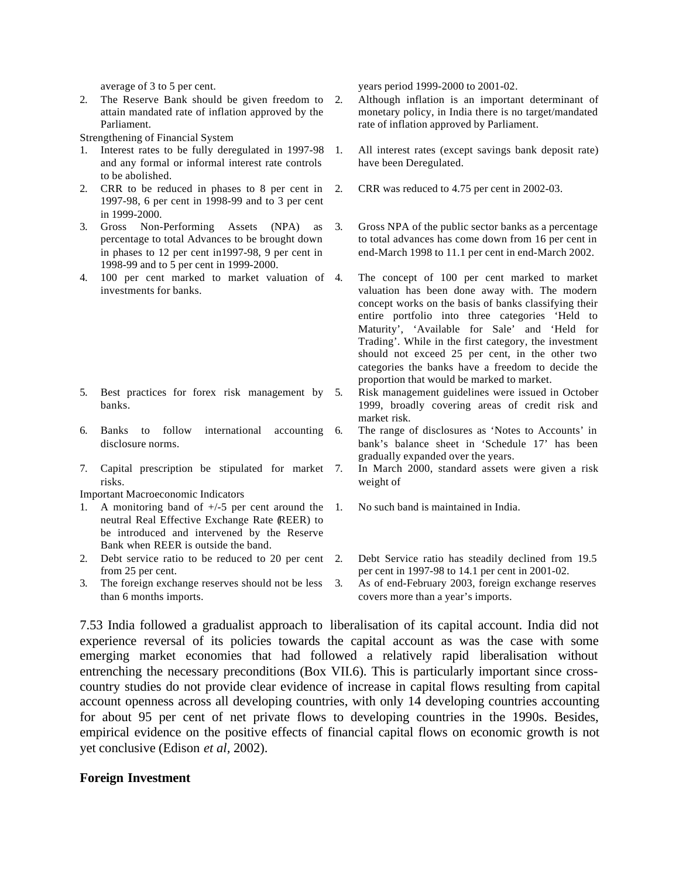| | |
|---|---|
| average of 3 to 5 per cent. | years period 1999-2000 to 2001-02. |
| 2. The Reserve Bank should be given freedom to attain mandated rate of inflation approved by the Parliament. | 2. Although inflation is an important determinant of monetary policy, in India there is no target/mandated rate of inflation approved by Parliament. |
| Strengthening of Financial System | |
| 1. Interest rates to be fully deregulated in 1997-98 and any formal or informal interest rate controls to be abolished. | 1. All interest rates (except savings bank deposit rate) have been Deregulated. |
| 2. CRR to be reduced in phases to 8 per cent in 1997-98, 6 per cent in 1998-99 and to 3 per cent in 1999-2000. | 2. CRR was reduced to 4.75 per cent in 2002-03. |
| 3. Gross Non-Performing Assets (NPA) as percentage to total Advances to be brought down in phases to 12 per cent in1997-98, 9 per cent in 1998-99 and to 5 per cent in 1999-2000. | 3. Gross NPA of the public sector banks as a percentage to total advances has come down from 16 per cent in end-March 1998 to 11.1 per cent in end-March 2002. |
| 4. 100 per cent marked to market valuation of investments for banks. | 4. The concept of 100 per cent marked to market valuation has been done away with. The modern concept works on the basis of banks classifying their entire portfolio into three categories 'Held to Maturity', 'Available for Sale' and 'Held for Trading'. While in the first category, the investment should not exceed 25 per cent, in the other two categories the banks have a freedom to decide the proportion that would be marked to market. |
| 5. Best practices for forex risk management by banks. | 5. Risk management guidelines were issued in October 1999, broadly covering areas of credit risk and market risk. |
| 6. Banks to follow international accounting disclosure norms. | 6. The range of disclosures as 'Notes to Accounts' in bank's balance sheet in 'Schedule 17' has been gradually expanded over the years. |
| 7. Capital prescription be stipulated for market risks. | 7. In March 2000, standard assets were given a risk weight of |
| Important Macroeconomic Indicators | |
| 1. A monitoring band of +/-5 per cent around the neutral Real Effective Exchange Rate (REER) to be introduced and intervened by the Reserve Bank when REER is outside the band. | 1. No such band is maintained in India. |
| 2. Debt service ratio to be reduced to 20 per cent from 25 per cent. | 2. Debt Service ratio has steadily declined from 19.5 per cent in 1997-98 to 14.1 per cent in 2001-02. |
| 3. The foreign exchange reserves should not be less than 6 months imports. | 3. As of end-February 2003, foreign exchange reserves covers more than a year's imports. |

7.53 India followed a gradualist approach to liberalisation of its capital account. India did not experience reversal of its policies towards the capital account as was the case with some emerging market economies that had followed a relatively rapid liberalisation without entrenching the necessary preconditions (Box VII.6). This is particularly important since cross-country studies do not provide clear evidence of increase in capital flows resulting from capital account openness across all developing countries, with only 14 developing countries accounting for about 95 per cent of net private flows to developing countries in the 1990s. Besides, empirical evidence on the positive effects of financial capital flows on economic growth is not yet conclusive (Edison *et al*, 2002).

**Foreign Investment**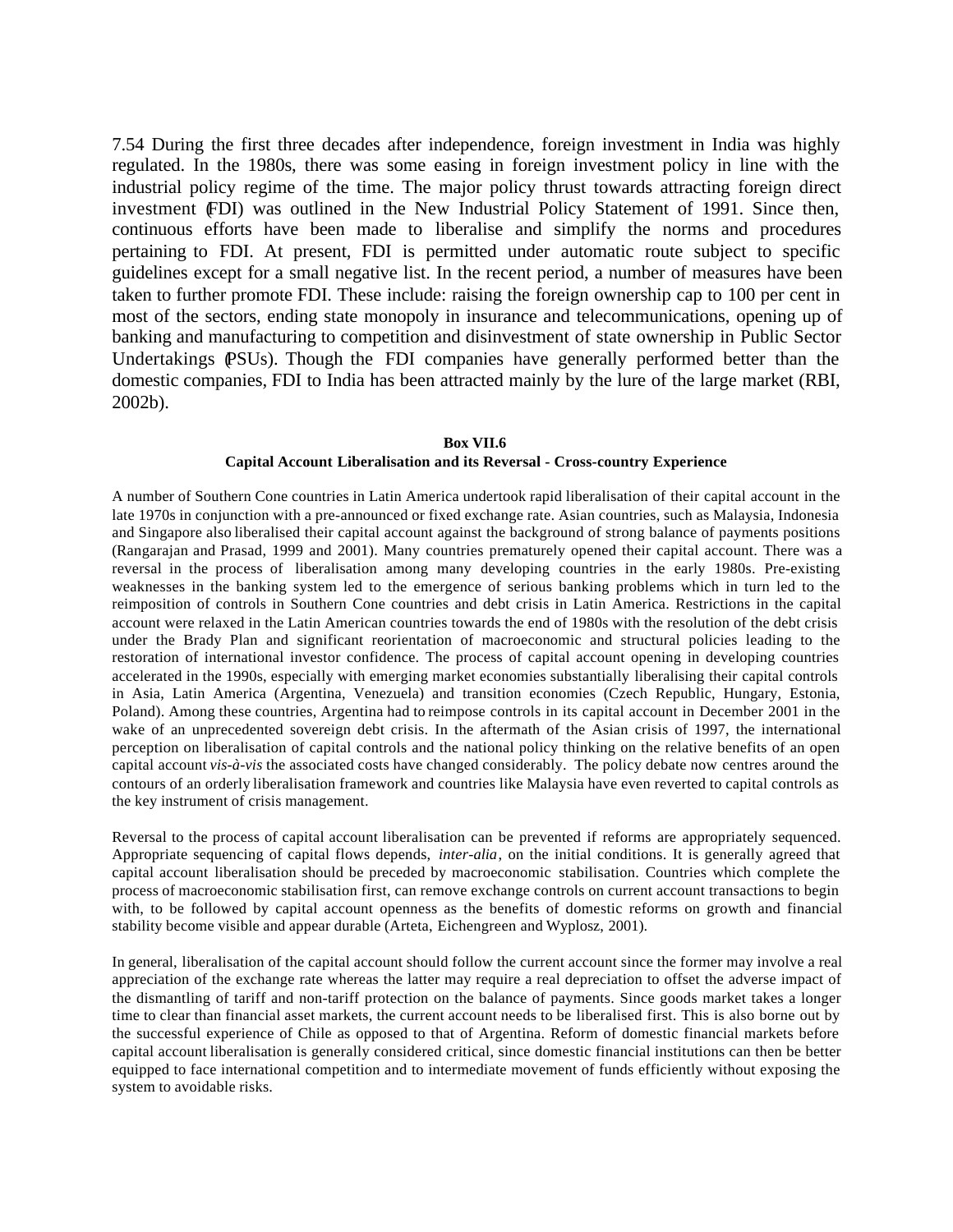7.54 During the first three decades after independence, foreign investment in India was highly regulated. In the 1980s, there was some easing in foreign investment policy in line with the industrial policy regime of the time. The major policy thrust towards attracting foreign direct investment (FDI) was outlined in the New Industrial Policy Statement of 1991. Since then, continuous efforts have been made to liberalise and simplify the norms and procedures pertaining to FDI. At present, FDI is permitted under automatic route subject to specific guidelines except for a small negative list. In the recent period, a number of measures have been taken to further promote FDI. These include: raising the foreign ownership cap to 100 per cent in most of the sectors, ending state monopoly in insurance and telecommunications, opening up of banking and manufacturing to competition and disinvestment of state ownership in Public Sector Undertakings (PSUs). Though the FDI companies have generally performed better than the domestic companies, FDI to India has been attracted mainly by the lure of the large market (RBI, 2002b).

**Box VII.6**

**Capital Account Liberalisation and its Reversal - Cross-country Experience**

A number of Southern Cone countries in Latin America undertook rapid liberalisation of their capital account in the late 1970s in conjunction with a pre-announced or fixed exchange rate. Asian countries, such as Malaysia, Indonesia and Singapore also liberalised their capital account against the background of strong balance of payments positions (Rangarajan and Prasad, 1999 and 2001). Many countries prematurely opened their capital account. There was a reversal in the process of liberalisation among many developing countries in the early 1980s. Pre-existing weaknesses in the banking system led to the emergence of serious banking problems which in turn led to the reimposition of controls in Southern Cone countries and debt crisis in Latin America. Restrictions in the capital account were relaxed in the Latin American countries towards the end of 1980s with the resolution of the debt crisis under the Brady Plan and significant reorientation of macroeconomic and structural policies leading to the restoration of international investor confidence. The process of capital account opening in developing countries accelerated in the 1990s, especially with emerging market economies substantially liberalising their capital controls in Asia, Latin America (Argentina, Venezuela) and transition economies (Czech Republic, Hungary, Estonia, Poland). Among these countries, Argentina had to reimpose controls in its capital account in December 2001 in the wake of an unprecedented sovereign debt crisis. In the aftermath of the Asian crisis of 1997, the international perception on liberalisation of capital controls and the national policy thinking on the relative benefits of an open capital account *vis-à-vis* the associated costs have changed considerably. The policy debate now centres around the contours of an orderly liberalisation framework and countries like Malaysia have even reverted to capital controls as the key instrument of crisis management.

Reversal to the process of capital account liberalisation can be prevented if reforms are appropriately sequenced. Appropriate sequencing of capital flows depends, *inter-alia*, on the initial conditions. It is generally agreed that capital account liberalisation should be preceded by macroeconomic stabilisation. Countries which complete the process of macroeconomic stabilisation first, can remove exchange controls on current account transactions to begin with, to be followed by capital account openness as the benefits of domestic reforms on growth and financial stability become visible and appear durable (Arteta, Eichengreen and Wyplosz, 2001).

In general, liberalisation of the capital account should follow the current account since the former may involve a real appreciation of the exchange rate whereas the latter may require a real depreciation to offset the adverse impact of the dismantling of tariff and non-tariff protection on the balance of payments. Since goods market takes a longer time to clear than financial asset markets, the current account needs to be liberalised first. This is also borne out by the successful experience of Chile as opposed to that of Argentina. Reform of domestic financial markets before capital account liberalisation is generally considered critical, since domestic financial institutions can then be better equipped to face international competition and to intermediate movement of funds efficiently without exposing the system to avoidable risks.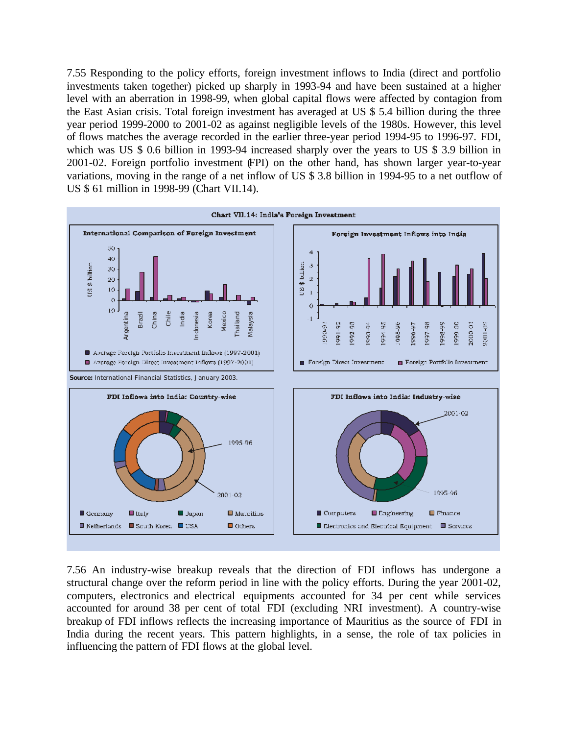7.55 Responding to the policy efforts, foreign investment inflows to India (direct and portfolio investments taken together) picked up sharply in 1993-94 and have been sustained at a higher level with an aberration in 1998-99, when global capital flows were affected by contagion from the East Asian crisis. Total foreign investment has averaged at US $ 5.4 billion during the three year period 1999-2000 to 2001-02 as against negligible levels of the 1980s. However, this level of flows matches the average recorded in the earlier three-year period 1994-95 to 1996-97. FDI, which was US $ 0.6 billion in 1993-94 increased sharply over the years to US $ 3.9 billion in 2001-02. Foreign portfolio investment (FPI) on the other hand, has shown larger year-to-year variations, moving in the range of a net inflow of US $ 3.8 billion in 1994-95 to a net outflow of US $ 61 million in 1998-99 (Chart VII.14).

**Chart VII.14: India's Foreign Investment**

**International Comparison of Foreign Investment**

■ Average Foreign Portfolio Investment Inflows (1997-2001)
■ Average Foreign Direct Investment Inflows (1997-2001)

**Foreign Investment Inflows into India**

■ Foreign Direct Investment ■ Foreign Portfolio Investment

**Source:** International Financial Statistics, January 2003.

**FDI Inflows into India: Country-wise**

■ Germany ■ Italy ■ Japan ■ Mauritius ■ Netherlands ■ South Korea ■ USA ■ Others

**FDI Inflows into India: Industry-wise**

■ Computers ■ Engineering ■ Finance ■ Electronics and Electrical Equipment ■ Services

7.56 An industry-wise breakup reveals that the direction of FDI inflows has undergone a structural change over the reform period in line with the policy efforts. During the year 2001-02, computers, electronics and electrical equipments accounted for 34 per cent while services accounted for around 38 per cent of total FDI (excluding NRI investment). A country-wise breakup of FDI inflows reflects the increasing importance of Mauritius as the source of FDI in India during the recent years. This pattern highlights, in a sense, the role of tax policies in influencing the pattern of FDI flows at the global level.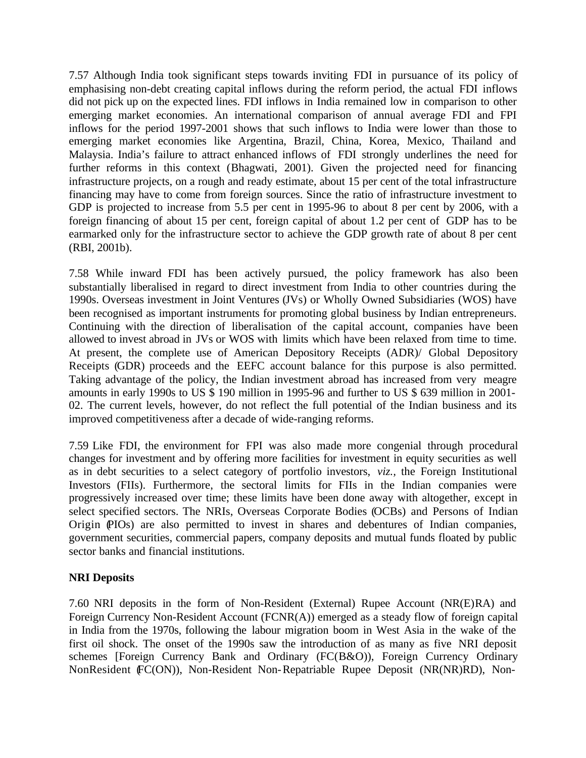7.57 Although India took significant steps towards inviting FDI in pursuance of its policy of emphasising non-debt creating capital inflows during the reform period, the actual FDI inflows did not pick up on the expected lines. FDI inflows in India remained low in comparison to other emerging market economies. An international comparison of annual average FDI and FPI inflows for the period 1997-2001 shows that such inflows to India were lower than those to emerging market economies like Argentina, Brazil, China, Korea, Mexico, Thailand and Malaysia. India's failure to attract enhanced inflows of FDI strongly underlines the need for further reforms in this context (Bhagwati, 2001). Given the projected need for financing infrastructure projects, on a rough and ready estimate, about 15 per cent of the total infrastructure financing may have to come from foreign sources. Since the ratio of infrastructure investment to GDP is projected to increase from 5.5 per cent in 1995-96 to about 8 per cent by 2006, with a foreign financing of about 15 per cent, foreign capital of about 1.2 per cent of GDP has to be earmarked only for the infrastructure sector to achieve the GDP growth rate of about 8 per cent (RBI, 2001b).

7.58 While inward FDI has been actively pursued, the policy framework has also been substantially liberalised in regard to direct investment from India to other countries during the 1990s. Overseas investment in Joint Ventures (JVs) or Wholly Owned Subsidiaries (WOS) have been recognised as important instruments for promoting global business by Indian entrepreneurs. Continuing with the direction of liberalisation of the capital account, companies have been allowed to invest abroad in JVs or WOS with limits which have been relaxed from time to time. At present, the complete use of American Depository Receipts (ADR)/ Global Depository Receipts (GDR) proceeds and the EEFC account balance for this purpose is also permitted. Taking advantage of the policy, the Indian investment abroad has increased from very meagre amounts in early 1990s to US $ 190 million in 1995-96 and further to US $ 639 million in 2001-02. The current levels, however, do not reflect the full potential of the Indian business and its improved competitiveness after a decade of wide-ranging reforms.

7.59 Like FDI, the environment for FPI was also made more congenial through procedural changes for investment and by offering more facilities for investment in equity securities as well as in debt securities to a select category of portfolio investors, *viz.*, the Foreign Institutional Investors (FIIs). Furthermore, the sectoral limits for FIIs in the Indian companies were progressively increased over time; these limits have been done away with altogether, except in select specified sectors. The NRIs, Overseas Corporate Bodies (OCBs) and Persons of Indian Origin (PIOs) are also permitted to invest in shares and debentures of Indian companies, government securities, commercial papers, company deposits and mutual funds floated by public sector banks and financial institutions.

**NRI Deposits**

7.60 NRI deposits in the form of Non-Resident (External) Rupee Account (NR(E)RA) and Foreign Currency Non-Resident Account (FCNR(A)) emerged as a steady flow of foreign capital in India from the 1970s, following the labour migration boom in West Asia in the wake of the first oil shock. The onset of the 1990s saw the introduction of as many as five NRI deposit schemes [Foreign Currency Bank and Ordinary (FC(B&O)), Foreign Currency Ordinary NonResident (FC(ON)), Non-Resident Non-Repatriable Rupee Deposit (NR(NR)RD), Non-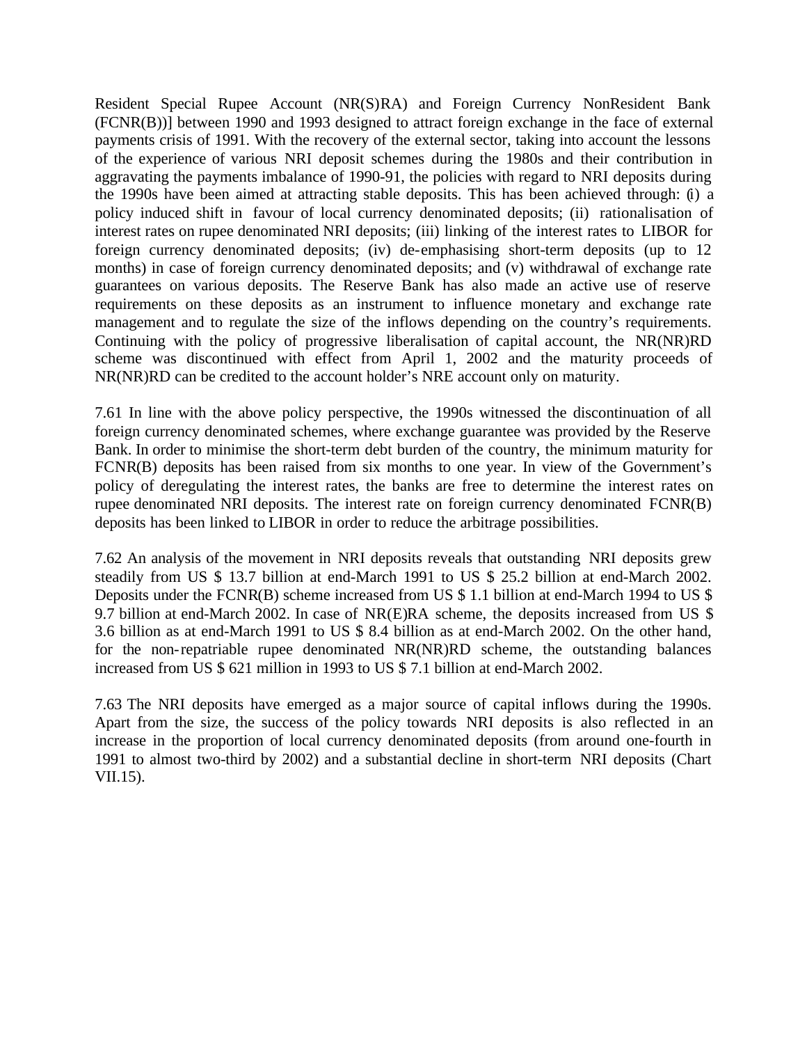Resident Special Rupee Account (NR(S)RA) and Foreign Currency NonResident Bank (FCNR(B))] between 1990 and 1993 designed to attract foreign exchange in the face of external payments crisis of 1991. With the recovery of the external sector, taking into account the lessons of the experience of various NRI deposit schemes during the 1980s and their contribution in aggravating the payments imbalance of 1990-91, the policies with regard to NRI deposits during the 1990s have been aimed at attracting stable deposits. This has been achieved through: (i) a policy induced shift in favour of local currency denominated deposits; (ii) rationalisation of interest rates on rupee denominated NRI deposits; (iii) linking of the interest rates to LIBOR for foreign currency denominated deposits; (iv) de-emphasising short-term deposits (up to 12 months) in case of foreign currency denominated deposits; and (v) withdrawal of exchange rate guarantees on various deposits. The Reserve Bank has also made an active use of reserve requirements on these deposits as an instrument to influence monetary and exchange rate management and to regulate the size of the inflows depending on the country's requirements. Continuing with the policy of progressive liberalisation of capital account, the NR(NR)RD scheme was discontinued with effect from April 1, 2002 and the maturity proceeds of NR(NR)RD can be credited to the account holder's NRE account only on maturity.

7.61 In line with the above policy perspective, the 1990s witnessed the discontinuation of all foreign currency denominated schemes, where exchange guarantee was provided by the Reserve Bank. In order to minimise the short-term debt burden of the country, the minimum maturity for FCNR(B) deposits has been raised from six months to one year. In view of the Government's policy of deregulating the interest rates, the banks are free to determine the interest rates on rupee denominated NRI deposits. The interest rate on foreign currency denominated FCNR(B) deposits has been linked to LIBOR in order to reduce the arbitrage possibilities.

7.62 An analysis of the movement in NRI deposits reveals that outstanding NRI deposits grew steadily from US $ 13.7 billion at end-March 1991 to US $ 25.2 billion at end-March 2002. Deposits under the FCNR(B) scheme increased from US $ 1.1 billion at end-March 1994 to US $ 9.7 billion at end-March 2002. In case of NR(E)RA scheme, the deposits increased from US $ 3.6 billion as at end-March 1991 to US $ 8.4 billion as at end-March 2002. On the other hand, for the non-repatriable rupee denominated NR(NR)RD scheme, the outstanding balances increased from US $ 621 million in 1993 to US $ 7.1 billion at end-March 2002.

7.63 The NRI deposits have emerged as a major source of capital inflows during the 1990s. Apart from the size, the success of the policy towards NRI deposits is also reflected in an increase in the proportion of local currency denominated deposits (from around one-fourth in 1991 to almost two-third by 2002) and a substantial decline in short-term NRI deposits (Chart VII.15).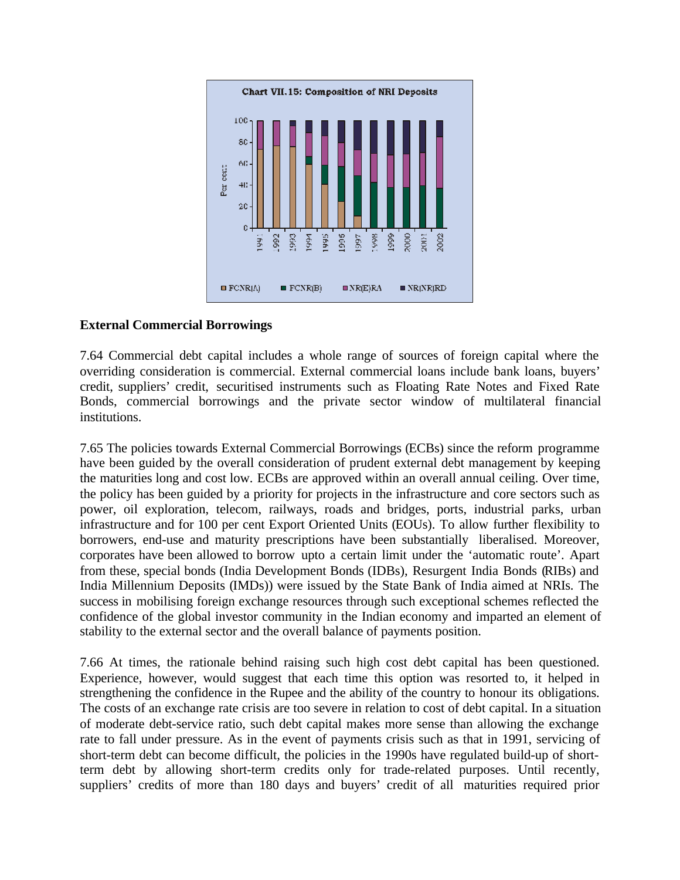**Chart VII.15: Composition of NRI Deposits**

## External Commercial Borrowings

7.64 Commercial debt capital includes a whole range of sources of foreign capital where the overriding consideration is commercial. External commercial loans include bank loans, buyers' credit, suppliers' credit, securitised instruments such as Floating Rate Notes and Fixed Rate Bonds, commercial borrowings and the private sector window of multilateral financial institutions.

7.65 The policies towards External Commercial Borrowings (ECBs) since the reform programme have been guided by the overall consideration of prudent external debt management by keeping the maturities long and cost low. ECBs are approved within an overall annual ceiling. Over time, the policy has been guided by a priority for projects in the infrastructure and core sectors such as power, oil exploration, telecom, railways, roads and bridges, ports, industrial parks, urban infrastructure and for 100 per cent Export Oriented Units (EOUs). To allow further flexibility to borrowers, end-use and maturity prescriptions have been substantially liberalised. Moreover, corporates have been allowed to borrow upto a certain limit under the 'automatic route'. Apart from these, special bonds (India Development Bonds (IDBs), Resurgent India Bonds (RIBs) and India Millennium Deposits (IMDs)) were issued by the State Bank of India aimed at NRIs. The success in mobilising foreign exchange resources through such exceptional schemes reflected the confidence of the global investor community in the Indian economy and imparted an element of stability to the external sector and the overall balance of payments position.

7.66 At times, the rationale behind raising such high cost debt capital has been questioned. Experience, however, would suggest that each time this option was resorted to, it helped in strengthening the confidence in the Rupee and the ability of the country to honour its obligations. The costs of an exchange rate crisis are too severe in relation to cost of debt capital. In a situation of moderate debt-service ratio, such debt capital makes more sense than allowing the exchange rate to fall under pressure. As in the event of payments crisis such as that in 1991, servicing of short-term debt can become difficult, the policies in the 1990s have regulated build-up of short-term debt by allowing short-term credits only for trade-related purposes. Until recently, suppliers' credits of more than 180 days and buyers' credit of all maturities required prior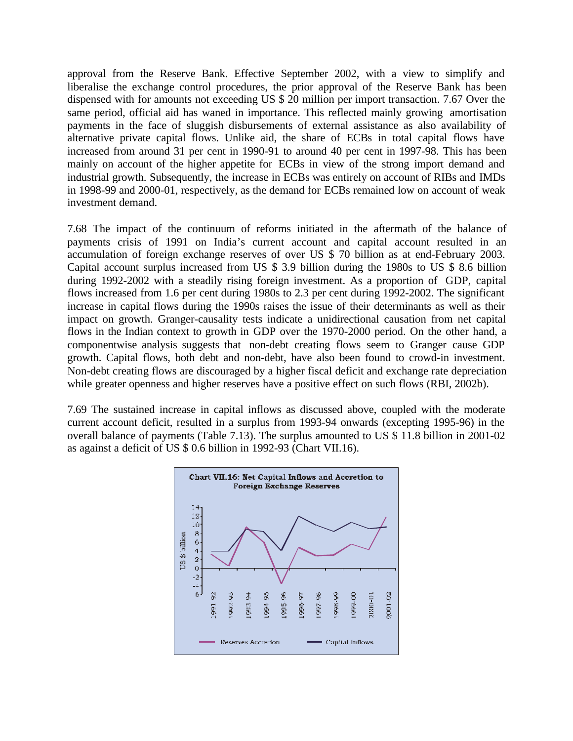approval from the Reserve Bank. Effective September 2002, with a view to simplify and liberalise the exchange control procedures, the prior approval of the Reserve Bank has been dispensed with for amounts not exceeding US $ 20 million per import transaction. 7.67 Over the same period, official aid has waned in importance. This reflected mainly growing amortisation payments in the face of sluggish disbursements of external assistance as also availability of alternative private capital flows. Unlike aid, the share of ECBs in total capital flows have increased from around 31 per cent in 1990-91 to around 40 per cent in 1997-98. This has been mainly on account of the higher appetite for ECBs in view of the strong import demand and industrial growth. Subsequently, the increase in ECBs was entirely on account of RIBs and IMDs in 1998-99 and 2000-01, respectively, as the demand for ECBs remained low on account of weak investment demand.

7.68 The impact of the continuum of reforms initiated in the aftermath of the balance of payments crisis of 1991 on India's current account and capital account resulted in an accumulation of foreign exchange reserves of over US $ 70 billion as at end-February 2003. Capital account surplus increased from US $ 3.9 billion during the 1980s to US $ 8.6 billion during 1992-2002 with a steadily rising foreign investment. As a proportion of GDP, capital flows increased from 1.6 per cent during 1980s to 2.3 per cent during 1992-2002. The significant increase in capital flows during the 1990s raises the issue of their determinants as well as their impact on growth. Granger-causality tests indicate a unidirectional causation from net capital flows in the Indian context to growth in GDP over the 1970-2000 period. On the other hand, a componentwise analysis suggests that non-debt creating flows seem to Granger cause GDP growth. Capital flows, both debt and non-debt, have also been found to crowd-in investment. Non-debt creating flows are discouraged by a higher fiscal deficit and exchange rate depreciation while greater openness and higher reserves have a positive effect on such flows (RBI, 2002b).

7.69 The sustained increase in capital inflows as discussed above, coupled with the moderate current account deficit, resulted in a surplus from 1993-94 onwards (excepting 1995-96) in the overall balance of payments (Table 7.13). The surplus amounted to US $ 11.8 billion in 2001-02 as against a deficit of US $ 0.6 billion in 1992-93 (Chart VII.16).

**Chart VII.16: Net Capital Inflows and Accretion to Foreign Exchange Reserves**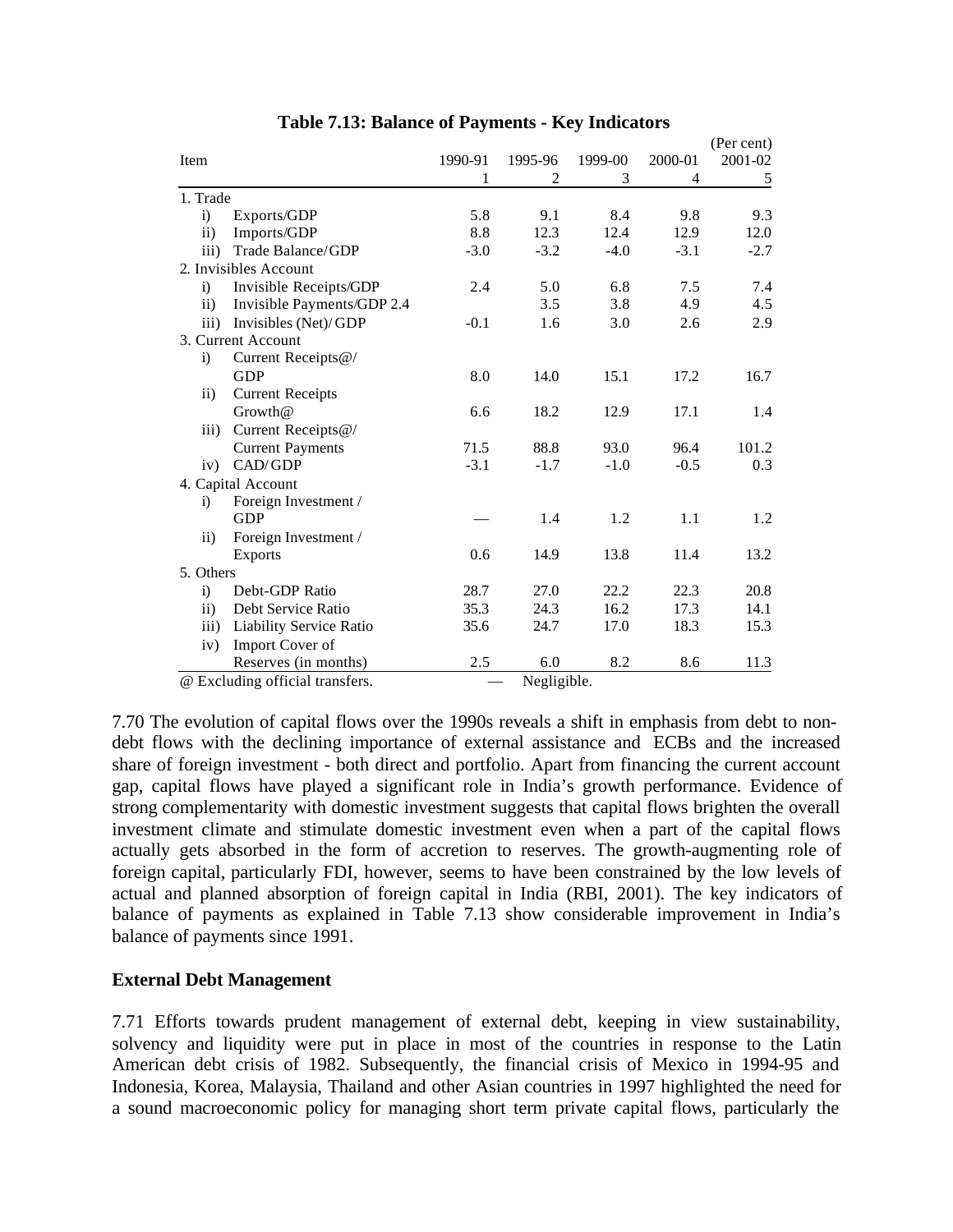**Table 7.13: Balance of Payments - Key Indicators**

(Per cent)

| Item | 1990-91 | 1995-96 | 1999-00 | 2000-01 | 2001-02 |
|---|---|---|---|---|---|
| | 1 | 2 | 3 | 4 | 5 |
| 1. Trade | | | | | |
| i) Exports/GDP | 5.8 | 9.1 | 8.4 | 9.8 | 9.3 |
| ii) Imports/GDP | 8.8 | 12.3 | 12.4 | 12.9 | 12.0 |
| iii) Trade Balance/GDP | -3.0 | -3.2 | -4.0 | -3.1 | -2.7 |
| 2. Invisibles Account | | | | | |
| i) Invisible Receipts/GDP | 2.4 | 5.0 | 6.8 | 7.5 | 7.4 |
| ii) Invisible Payments/GDP 2.4 | | 3.5 | 3.8 | 4.9 | 4.5 |
| iii) Invisibles (Net)/GDP | -0.1 | 1.6 | 3.0 | 2.6 | 2.9 |
| 3. Current Account | | | | | |
| i) Current Receipts@/ GDP | 8.0 | 14.0 | 15.1 | 17.2 | 16.7 |
| ii) Current Receipts Growth@ | 6.6 | 18.2 | 12.9 | 17.1 | 1.4 |
| iii) Current Receipts@/ Current Payments | 71.5 | 88.8 | 93.0 | 96.4 | 101.2 |
| iv) CAD/GDP | -3.1 | -1.7 | -1.0 | -0.5 | 0.3 |
| 4. Capital Account | | | | | |
| i) Foreign Investment / GDP | — | 1.4 | 1.2 | 1.1 | 1.2 |
| ii) Foreign Investment / Exports | 0.6 | 14.9 | 13.8 | 11.4 | 13.2 |
| 5. Others | | | | | |
| i) Debt-GDP Ratio | 28.7 | 27.0 | 22.2 | 22.3 | 20.8 |
| ii) Debt Service Ratio | 35.3 | 24.3 | 16.2 | 17.3 | 14.1 |
| iii) Liability Service Ratio | 35.6 | 24.7 | 17.0 | 18.3 | 15.3 |
| iv) Import Cover of Reserves (in months) | 2.5 | 6.0 | 8.2 | 8.6 | 11.3 |

@ Excluding official transfers. — Negligible.

7.70 The evolution of capital flows over the 1990s reveals a shift in emphasis from debt to non-debt flows with the declining importance of external assistance and ECBs and the increased share of foreign investment - both direct and portfolio. Apart from financing the current account gap, capital flows have played a significant role in India's growth performance. Evidence of strong complementarity with domestic investment suggests that capital flows brighten the overall investment climate and stimulate domestic investment even when a part of the capital flows actually gets absorbed in the form of accretion to reserves. The growth-augmenting role of foreign capital, particularly FDI, however, seems to have been constrained by the low levels of actual and planned absorption of foreign capital in India (RBI, 2001). The key indicators of balance of payments as explained in Table 7.13 show considerable improvement in India's balance of payments since 1991.

### External Debt Management

7.71 Efforts towards prudent management of external debt, keeping in view sustainability, solvency and liquidity were put in place in most of the countries in response to the Latin American debt crisis of 1982. Subsequently, the financial crisis of Mexico in 1994-95 and Indonesia, Korea, Malaysia, Thailand and other Asian countries in 1997 highlighted the need for a sound macroeconomic policy for managing short term private capital flows, particularly the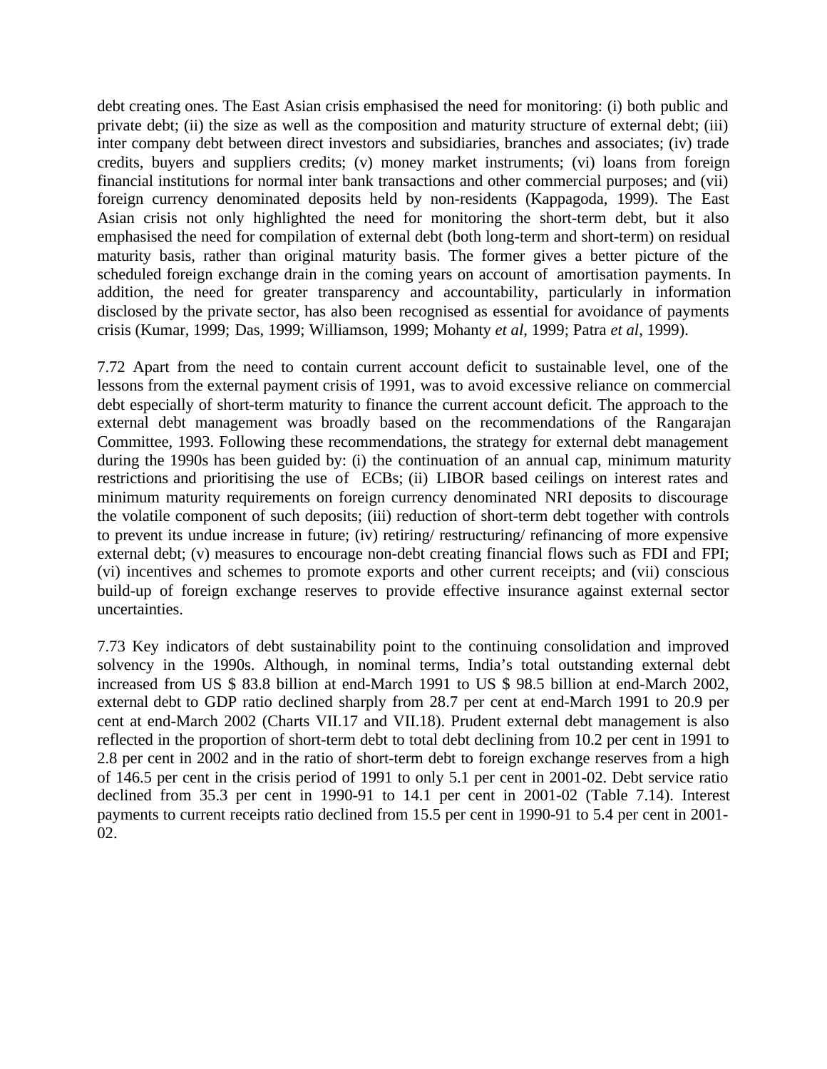debt creating ones. The East Asian crisis emphasised the need for monitoring: (i) both public and private debt; (ii) the size as well as the composition and maturity structure of external debt; (iii) inter company debt between direct investors and subsidiaries, branches and associates; (iv) trade credits, buyers and suppliers credits; (v) money market instruments; (vi) loans from foreign financial institutions for normal inter bank transactions and other commercial purposes; and (vii) foreign currency denominated deposits held by non-residents (Kappagoda, 1999). The East Asian crisis not only highlighted the need for monitoring the short-term debt, but it also emphasised the need for compilation of external debt (both long-term and short-term) on residual maturity basis, rather than original maturity basis. The former gives a better picture of the scheduled foreign exchange drain in the coming years on account of amortisation payments. In addition, the need for greater transparency and accountability, particularly in information disclosed by the private sector, has also been recognised as essential for avoidance of payments crisis (Kumar, 1999; Das, 1999; Williamson, 1999; Mohanty *et al*, 1999; Patra *et al*, 1999).

7.72 Apart from the need to contain current account deficit to sustainable level, one of the lessons from the external payment crisis of 1991, was to avoid excessive reliance on commercial debt especially of short-term maturity to finance the current account deficit. The approach to the external debt management was broadly based on the recommendations of the Rangarajan Committee, 1993. Following these recommendations, the strategy for external debt management during the 1990s has been guided by: (i) the continuation of an annual cap, minimum maturity restrictions and prioritising the use of ECBs; (ii) LIBOR based ceilings on interest rates and minimum maturity requirements on foreign currency denominated NRI deposits to discourage the volatile component of such deposits; (iii) reduction of short-term debt together with controls to prevent its undue increase in future; (iv) retiring/ restructuring/ refinancing of more expensive external debt; (v) measures to encourage non-debt creating financial flows such as FDI and FPI; (vi) incentives and schemes to promote exports and other current receipts; and (vii) conscious build-up of foreign exchange reserves to provide effective insurance against external sector uncertainties.

7.73 Key indicators of debt sustainability point to the continuing consolidation and improved solvency in the 1990s. Although, in nominal terms, India's total outstanding external debt increased from US $ 83.8 billion at end-March 1991 to US $ 98.5 billion at end-March 2002, external debt to GDP ratio declined sharply from 28.7 per cent at end-March 1991 to 20.9 per cent at end-March 2002 (Charts VII.17 and VII.18). Prudent external debt management is also reflected in the proportion of short-term debt to total debt declining from 10.2 per cent in 1991 to 2.8 per cent in 2002 and in the ratio of short-term debt to foreign exchange reserves from a high of 146.5 per cent in the crisis period of 1991 to only 5.1 per cent in 2001-02. Debt service ratio declined from 35.3 per cent in 1990-91 to 14.1 per cent in 2001-02 (Table 7.14). Interest payments to current receipts ratio declined from 15.5 per cent in 1990-91 to 5.4 per cent in 2001-02.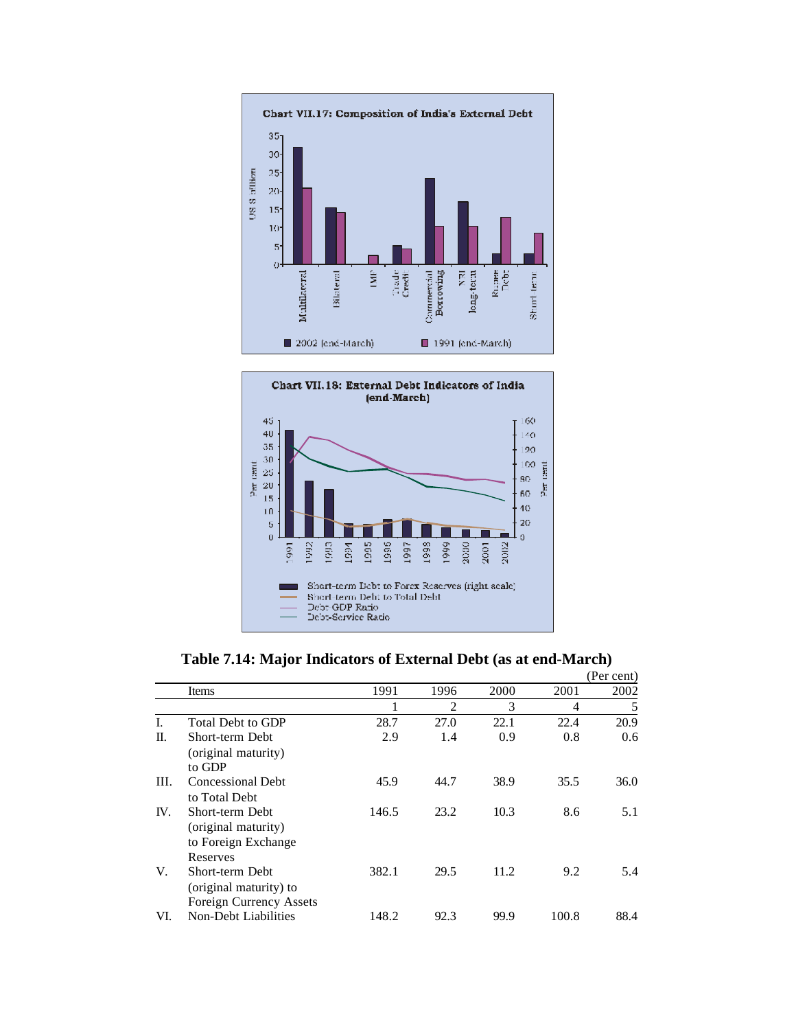**Chart VII.17: Composition of India's External Debt**

**Chart VII.18: External Debt Indicators of India (end-March)**

**Table 7.14: Major Indicators of External Debt (as at end-March)**

(Per cent)

| | Items | 1991 | 1996 | 2000 | 2001 | 2002 |
|---|---|---|---|---|---|---|
| | | 1 | 2 | 3 | 4 | 5 |
| I. | Total Debt to GDP | 28.7 | 27.0 | 22.1 | 22.4 | 20.9 |
| II. | Short-term Debt (original maturity) to GDP | 2.9 | 1.4 | 0.9 | 0.8 | 0.6 |
| III. | Concessional Debt to Total Debt | 45.9 | 44.7 | 38.9 | 35.5 | 36.0 |
| IV. | Short-term Debt (original maturity) to Foreign Exchange Reserves | 146.5 | 23.2 | 10.3 | 8.6 | 5.1 |
| V. | Short-term Debt (original maturity) to Foreign Currency Assets | 382.1 | 29.5 | 11.2 | 9.2 | 5.4 |
| VI. | Non-Debt Liabilities | 148.2 | 92.3 | 99.9 | 100.8 | 88.4 |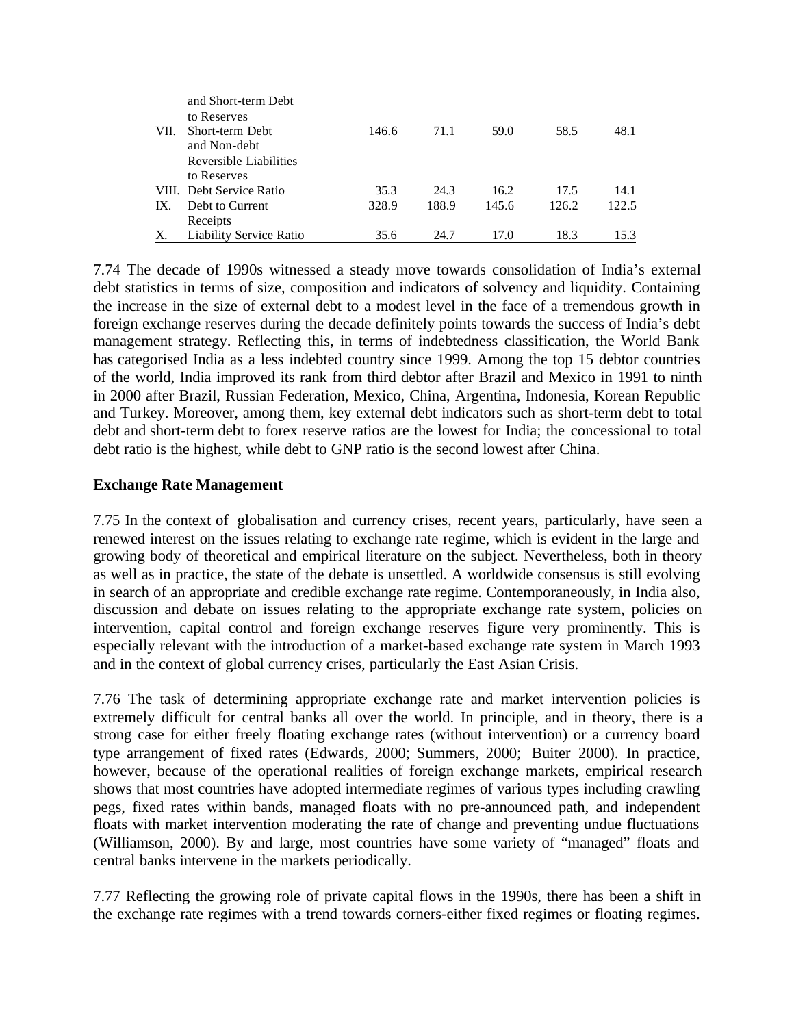|  |  |  |  |  |  |  |
|---|---|---|---|---|---|---|
|  | and Short-term Debt to Reserves |  |  |  |  |  |
| VII. | Short-term Debt and Non-debt Reversible Liabilities to Reserves | 146.6 | 71.1 | 59.0 | 58.5 | 48.1 |
| VIII. | Debt Service Ratio | 35.3 | 24.3 | 16.2 | 17.5 | 14.1 |
| IX. | Debt to Current Receipts | 328.9 | 188.9 | 145.6 | 126.2 | 122.5 |
| X. | Liability Service Ratio | 35.6 | 24.7 | 17.0 | 18.3 | 15.3 |

7.74 The decade of 1990s witnessed a steady move towards consolidation of India's external debt statistics in terms of size, composition and indicators of solvency and liquidity. Containing the increase in the size of external debt to a modest level in the face of a tremendous growth in foreign exchange reserves during the decade definitely points towards the success of India's debt management strategy. Reflecting this, in terms of indebtedness classification, the World Bank has categorised India as a less indebted country since 1999. Among the top 15 debtor countries of the world, India improved its rank from third debtor after Brazil and Mexico in 1991 to ninth in 2000 after Brazil, Russian Federation, Mexico, China, Argentina, Indonesia, Korean Republic and Turkey. Moreover, among them, key external debt indicators such as short-term debt to total debt and short-term debt to forex reserve ratios are the lowest for India; the concessional to total debt ratio is the highest, while debt to GNP ratio is the second lowest after China.

**Exchange Rate Management**

7.75 In the context of globalisation and currency crises, recent years, particularly, have seen a renewed interest on the issues relating to exchange rate regime, which is evident in the large and growing body of theoretical and empirical literature on the subject. Nevertheless, both in theory as well as in practice, the state of the debate is unsettled. A worldwide consensus is still evolving in search of an appropriate and credible exchange rate regime. Contemporaneously, in India also, discussion and debate on issues relating to the appropriate exchange rate system, policies on intervention, capital control and foreign exchange reserves figure very prominently. This is especially relevant with the introduction of a market-based exchange rate system in March 1993 and in the context of global currency crises, particularly the East Asian Crisis.

7.76 The task of determining appropriate exchange rate and market intervention policies is extremely difficult for central banks all over the world. In principle, and in theory, there is a strong case for either freely floating exchange rates (without intervention) or a currency board type arrangement of fixed rates (Edwards, 2000; Summers, 2000; Buiter 2000). In practice, however, because of the operational realities of foreign exchange markets, empirical research shows that most countries have adopted intermediate regimes of various types including crawling pegs, fixed rates within bands, managed floats with no pre-announced path, and independent floats with market intervention moderating the rate of change and preventing undue fluctuations (Williamson, 2000). By and large, most countries have some variety of "managed" floats and central banks intervene in the markets periodically.

7.77 Reflecting the growing role of private capital flows in the 1990s, there has been a shift in the exchange rate regimes with a trend towards corners-either fixed regimes or floating regimes.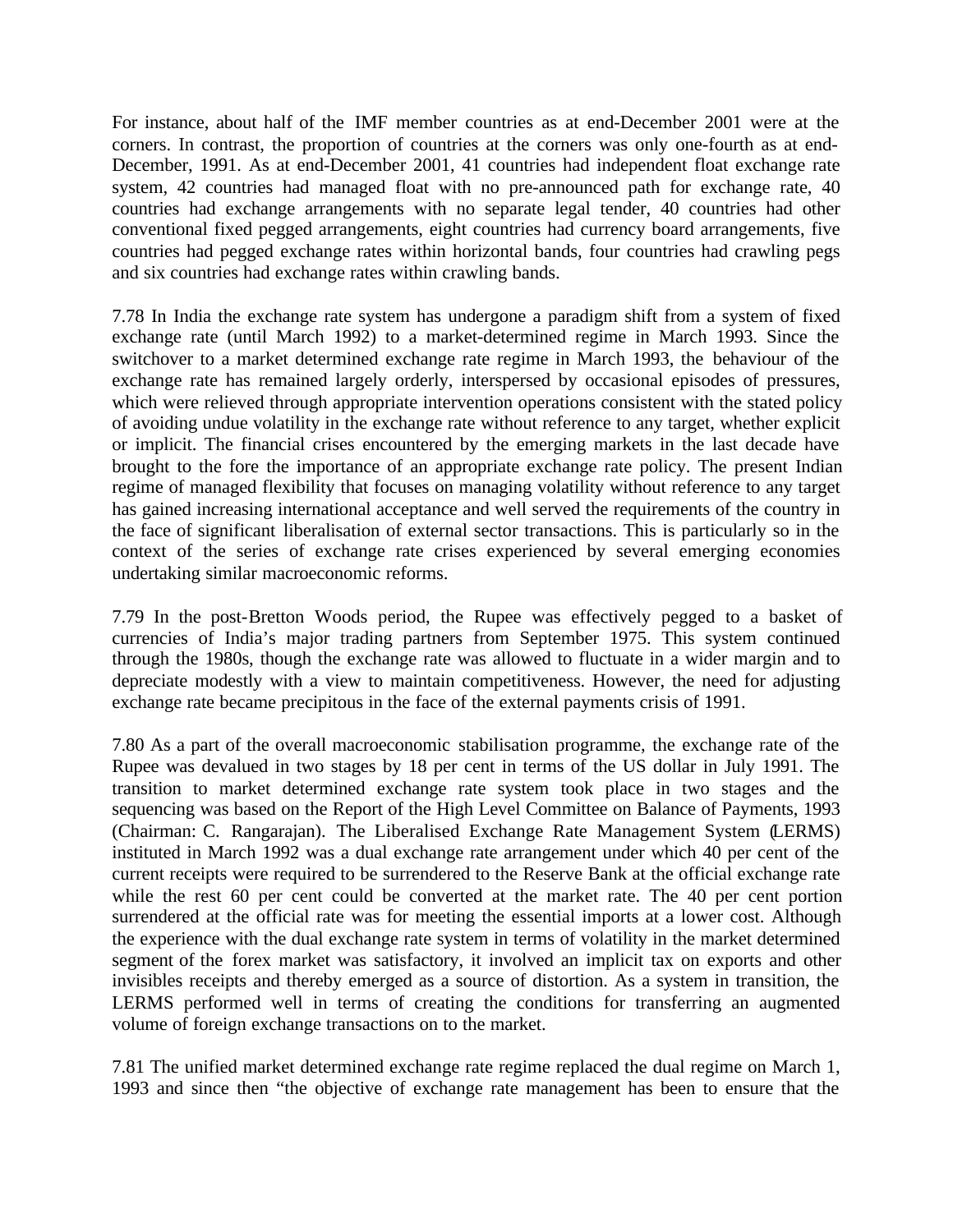For instance, about half of the IMF member countries as at end-December 2001 were at the corners. In contrast, the proportion of countries at the corners was only one-fourth as at end-December, 1991. As at end-December 2001, 41 countries had independent float exchange rate system, 42 countries had managed float with no pre-announced path for exchange rate, 40 countries had exchange arrangements with no separate legal tender, 40 countries had other conventional fixed pegged arrangements, eight countries had currency board arrangements, five countries had pegged exchange rates within horizontal bands, four countries had crawling pegs and six countries had exchange rates within crawling bands.

7.78 In India the exchange rate system has undergone a paradigm shift from a system of fixed exchange rate (until March 1992) to a market-determined regime in March 1993. Since the switchover to a market determined exchange rate regime in March 1993, the behaviour of the exchange rate has remained largely orderly, interspersed by occasional episodes of pressures, which were relieved through appropriate intervention operations consistent with the stated policy of avoiding undue volatility in the exchange rate without reference to any target, whether explicit or implicit. The financial crises encountered by the emerging markets in the last decade have brought to the fore the importance of an appropriate exchange rate policy. The present Indian regime of managed flexibility that focuses on managing volatility without reference to any target has gained increasing international acceptance and well served the requirements of the country in the face of significant liberalisation of external sector transactions. This is particularly so in the context of the series of exchange rate crises experienced by several emerging economies undertaking similar macroeconomic reforms.

7.79 In the post-Bretton Woods period, the Rupee was effectively pegged to a basket of currencies of India's major trading partners from September 1975. This system continued through the 1980s, though the exchange rate was allowed to fluctuate in a wider margin and to depreciate modestly with a view to maintain competitiveness. However, the need for adjusting exchange rate became precipitous in the face of the external payments crisis of 1991.

7.80 As a part of the overall macroeconomic stabilisation programme, the exchange rate of the Rupee was devalued in two stages by 18 per cent in terms of the US dollar in July 1991. The transition to market determined exchange rate system took place in two stages and the sequencing was based on the Report of the High Level Committee on Balance of Payments, 1993 (Chairman: C. Rangarajan). The Liberalised Exchange Rate Management System (LERMS) instituted in March 1992 was a dual exchange rate arrangement under which 40 per cent of the current receipts were required to be surrendered to the Reserve Bank at the official exchange rate while the rest 60 per cent could be converted at the market rate. The 40 per cent portion surrendered at the official rate was for meeting the essential imports at a lower cost. Although the experience with the dual exchange rate system in terms of volatility in the market determined segment of the forex market was satisfactory, it involved an implicit tax on exports and other invisibles receipts and thereby emerged as a source of distortion. As a system in transition, the LERMS performed well in terms of creating the conditions for transferring an augmented volume of foreign exchange transactions on to the market.

7.81 The unified market determined exchange rate regime replaced the dual regime on March 1, 1993 and since then "the objective of exchange rate management has been to ensure that the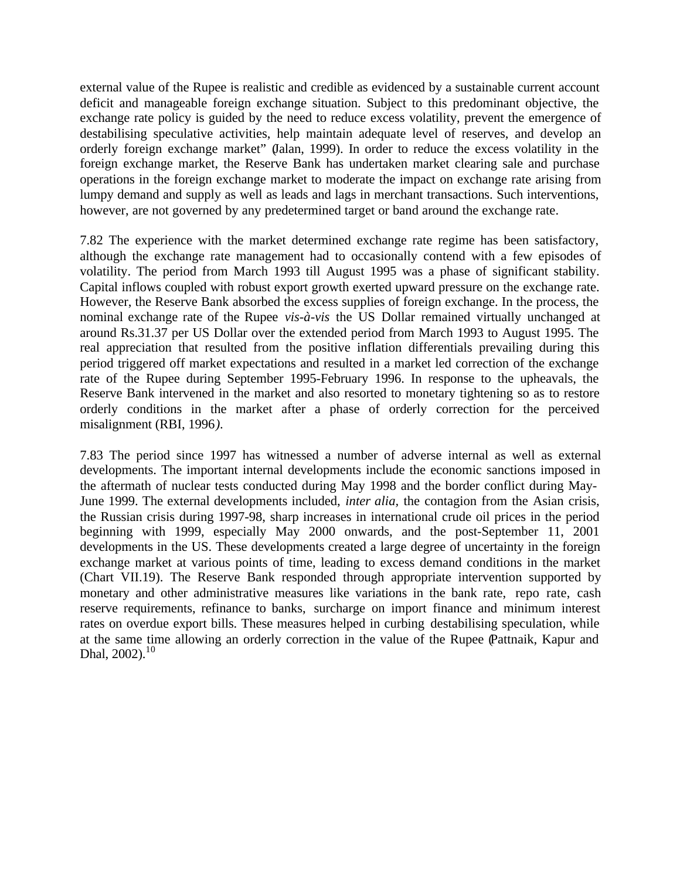external value of the Rupee is realistic and credible as evidenced by a sustainable current account deficit and manageable foreign exchange situation. Subject to this predominant objective, the exchange rate policy is guided by the need to reduce excess volatility, prevent the emergence of destabilising speculative activities, help maintain adequate level of reserves, and develop an orderly foreign exchange market" (Jalan, 1999). In order to reduce the excess volatility in the foreign exchange market, the Reserve Bank has undertaken market clearing sale and purchase operations in the foreign exchange market to moderate the impact on exchange rate arising from lumpy demand and supply as well as leads and lags in merchant transactions. Such interventions, however, are not governed by any predetermined target or band around the exchange rate.

7.82 The experience with the market determined exchange rate regime has been satisfactory, although the exchange rate management had to occasionally contend with a few episodes of volatility. The period from March 1993 till August 1995 was a phase of significant stability. Capital inflows coupled with robust export growth exerted upward pressure on the exchange rate. However, the Reserve Bank absorbed the excess supplies of foreign exchange. In the process, the nominal exchange rate of the Rupee *vis-à-vis* the US Dollar remained virtually unchanged at around Rs.31.37 per US Dollar over the extended period from March 1993 to August 1995. The real appreciation that resulted from the positive inflation differentials prevailing during this period triggered off market expectations and resulted in a market led correction of the exchange rate of the Rupee during September 1995-February 1996. In response to the upheavals, the Reserve Bank intervened in the market and also resorted to monetary tightening so as to restore orderly conditions in the market after a phase of orderly correction for the perceived misalignment (RBI, 1996).

7.83 The period since 1997 has witnessed a number of adverse internal as well as external developments. The important internal developments include the economic sanctions imposed in the aftermath of nuclear tests conducted during May 1998 and the border conflict during May-June 1999. The external developments included, *inter alia,* the contagion from the Asian crisis, the Russian crisis during 1997-98, sharp increases in international crude oil prices in the period beginning with 1999, especially May 2000 onwards, and the post-September 11, 2001 developments in the US. These developments created a large degree of uncertainty in the foreign exchange market at various points of time, leading to excess demand conditions in the market (Chart VII.19). The Reserve Bank responded through appropriate intervention supported by monetary and other administrative measures like variations in the bank rate, repo rate, cash reserve requirements, refinance to banks, surcharge on import finance and minimum interest rates on overdue export bills. These measures helped in curbing destabilising speculation, while at the same time allowing an orderly correction in the value of the Rupee (Pattnaik, Kapur and Dhal, 2002).[10]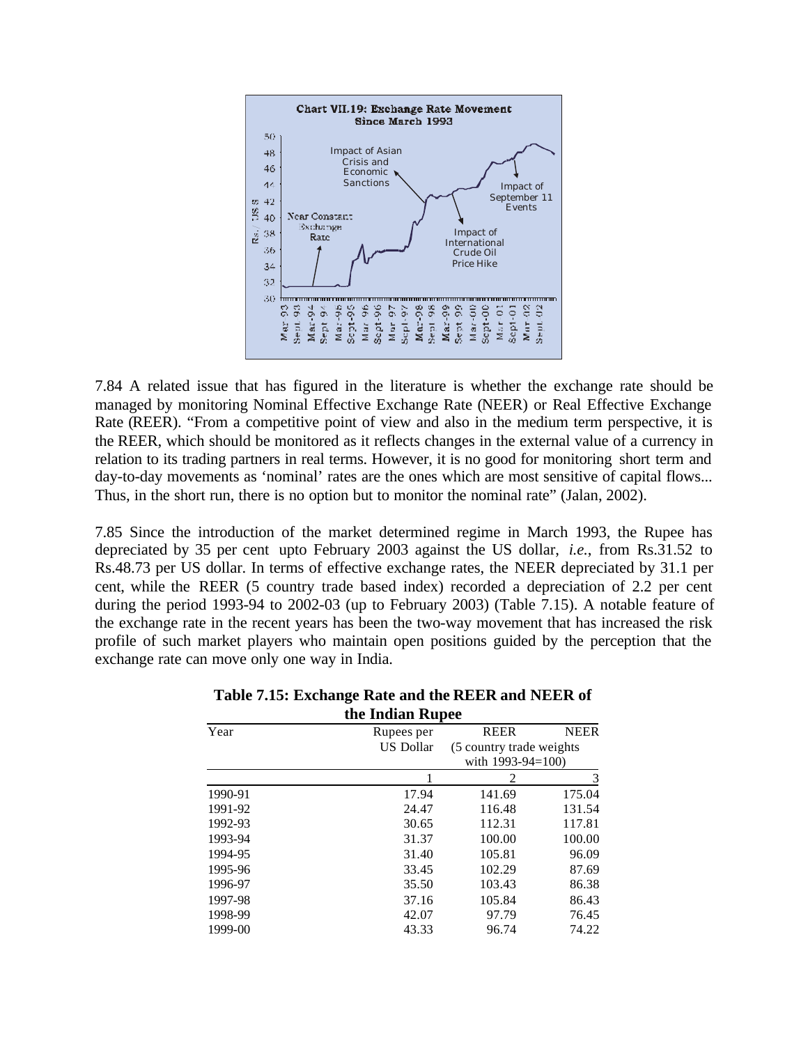**Chart VII.19: Exchange Rate Movement Since March 1993**

7.84 A related issue that has figured in the literature is whether the exchange rate should be managed by monitoring Nominal Effective Exchange Rate (NEER) or Real Effective Exchange Rate (REER). "From a competitive point of view and also in the medium term perspective, it is the REER, which should be monitored as it reflects changes in the external value of a currency in relation to its trading partners in real terms. However, it is no good for monitoring short term and day-to-day movements as 'nominal' rates are the ones which are most sensitive of capital flows... Thus, in the short run, there is no option but to monitor the nominal rate" (Jalan, 2002).

7.85 Since the introduction of the market determined regime in March 1993, the Rupee has depreciated by 35 per cent upto February 2003 against the US dollar, *i.e.*, from Rs.31.52 to Rs.48.73 per US dollar. In terms of effective exchange rates, the NEER depreciated by 31.1 per cent, while the REER (5 country trade based index) recorded a depreciation of 2.2 per cent during the period 1993-94 to 2002-03 (up to February 2003) (Table 7.15). A notable feature of the exchange rate in the recent years has been the two-way movement that has increased the risk profile of such market players who maintain open positions guided by the perception that the exchange rate can move only one way in India.

**Table 7.15: Exchange Rate and the REER and NEER of the Indian Rupee**

| Year | Rupees per US Dollar | REER (5 country trade weights with 1993-94=100) | NEER |
|---|---|---|---|
| | 1 | 2 | 3 |
| 1990-91 | 17.94 | 141.69 | 175.04 |
| 1991-92 | 24.47 | 116.48 | 131.54 |
| 1992-93 | 30.65 | 112.31 | 117.81 |
| 1993-94 | 31.37 | 100.00 | 100.00 |
| 1994-95 | 31.40 | 105.81 | 96.09 |
| 1995-96 | 33.45 | 102.29 | 87.69 |
| 1996-97 | 35.50 | 103.43 | 86.38 |
| 1997-98 | 37.16 | 105.84 | 86.43 |
| 1998-99 | 42.07 | 97.79 | 76.45 |
| 1999-00 | 43.33 | 96.74 | 74.22 |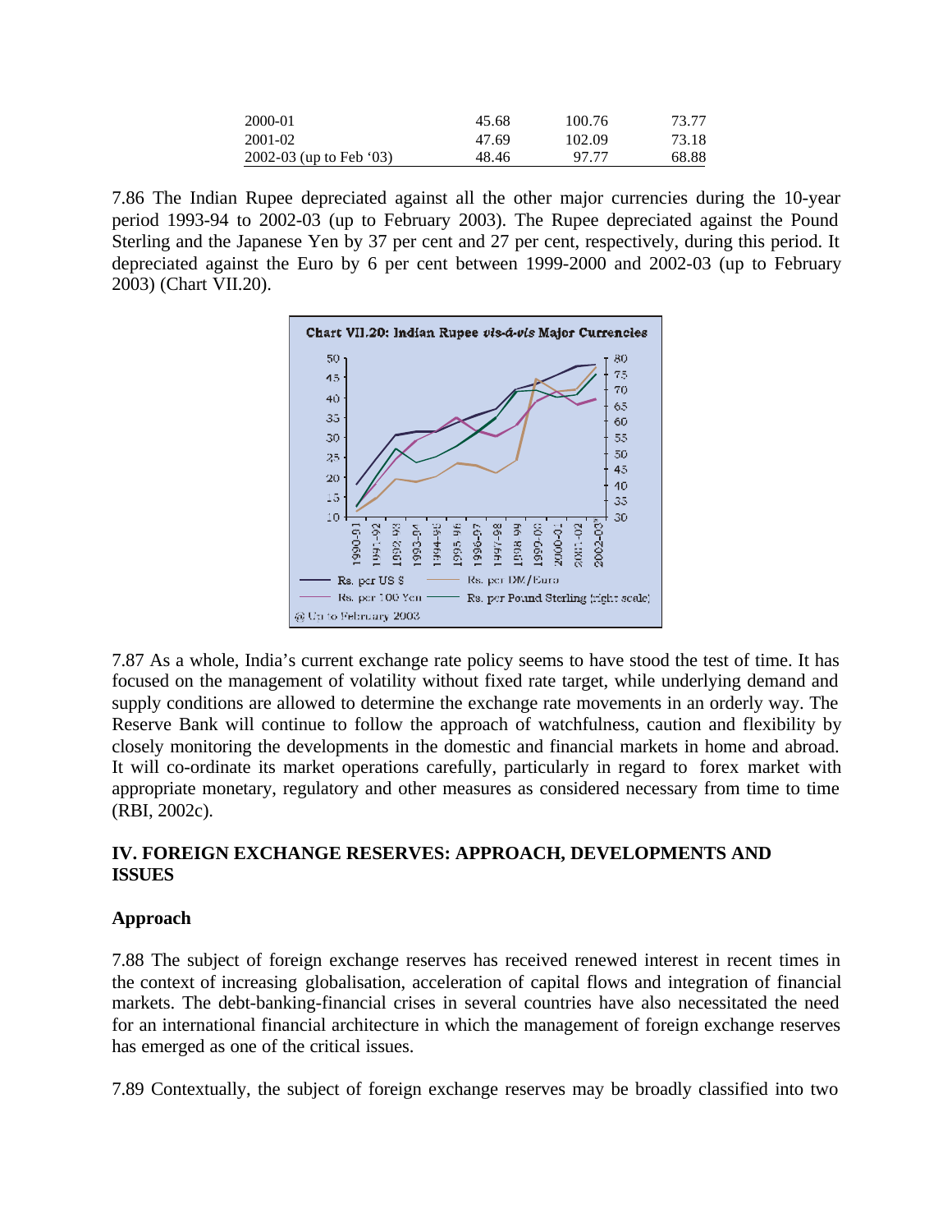| | | | |
|---|---|---|---|
| 2000-01 | 45.68 | 100.76 | 73.77 |
| 2001-02 | 47.69 | 102.09 | 73.18 |
| 2002-03 (up to Feb '03) | 48.46 | 97.77 | 68.88 |

7.86 The Indian Rupee depreciated against all the other major currencies during the 10-year period 1993-94 to 2002-03 (up to February 2003). The Rupee depreciated against the Pound Sterling and the Japanese Yen by 37 per cent and 27 per cent, respectively, during this period. It depreciated against the Euro by 6 per cent between 1999-2000 and 2002-03 (up to February 2003) (Chart VII.20).

Chart VII.20: Indian Rupee *vis-á-vis* Major Currencies

@ Up to February 2003

7.87 As a whole, India's current exchange rate policy seems to have stood the test of time. It has focused on the management of volatility without fixed rate target, while underlying demand and supply conditions are allowed to determine the exchange rate movements in an orderly way. The Reserve Bank will continue to follow the approach of watchfulness, caution and flexibility by closely monitoring the developments in the domestic and financial markets in home and abroad. It will co-ordinate its market operations carefully, particularly in regard to forex market with appropriate monetary, regulatory and other measures as considered necessary from time to time (RBI, 2002c).

## IV. FOREIGN EXCHANGE RESERVES: APPROACH, DEVELOPMENTS AND ISSUES

### Approach

7.88 The subject of foreign exchange reserves has received renewed interest in recent times in the context of increasing globalisation, acceleration of capital flows and integration of financial markets. The debt-banking-financial crises in several countries have also necessitated the need for an international financial architecture in which the management of foreign exchange reserves has emerged as one of the critical issues.

7.89 Contextually, the subject of foreign exchange reserves may be broadly classified into two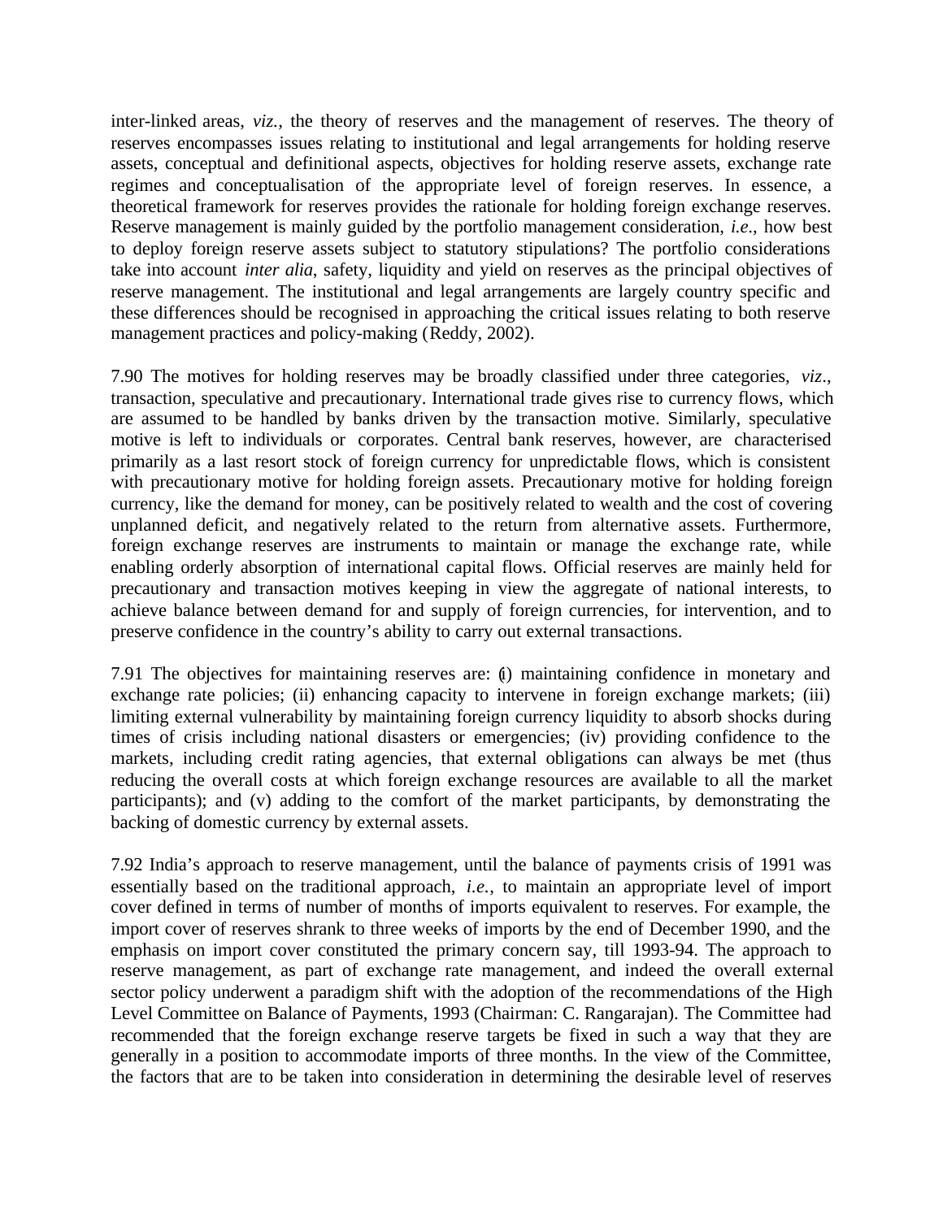inter-linked areas, *viz.*, the theory of reserves and the management of reserves. The theory of reserves encompasses issues relating to institutional and legal arrangements for holding reserve assets, conceptual and definitional aspects, objectives for holding reserve assets, exchange rate regimes and conceptualisation of the appropriate level of foreign reserves. In essence, a theoretical framework for reserves provides the rationale for holding foreign exchange reserves. Reserve management is mainly guided by the portfolio management consideration, *i.e.*, how best to deploy foreign reserve assets subject to statutory stipulations? The portfolio considerations take into account *inter alia*, safety, liquidity and yield on reserves as the principal objectives of reserve management. The institutional and legal arrangements are largely country specific and these differences should be recognised in approaching the critical issues relating to both reserve management practices and policy-making (Reddy, 2002).

7.90 The motives for holding reserves may be broadly classified under three categories, *viz*., transaction, speculative and precautionary. International trade gives rise to currency flows, which are assumed to be handled by banks driven by the transaction motive. Similarly, speculative motive is left to individuals or corporates. Central bank reserves, however, are characterised primarily as a last resort stock of foreign currency for unpredictable flows, which is consistent with precautionary motive for holding foreign assets. Precautionary motive for holding foreign currency, like the demand for money, can be positively related to wealth and the cost of covering unplanned deficit, and negatively related to the return from alternative assets. Furthermore, foreign exchange reserves are instruments to maintain or manage the exchange rate, while enabling orderly absorption of international capital flows. Official reserves are mainly held for precautionary and transaction motives keeping in view the aggregate of national interests, to achieve balance between demand for and supply of foreign currencies, for intervention, and to preserve confidence in the country's ability to carry out external transactions.

7.91 The objectives for maintaining reserves are: (i) maintaining confidence in monetary and exchange rate policies; (ii) enhancing capacity to intervene in foreign exchange markets; (iii) limiting external vulnerability by maintaining foreign currency liquidity to absorb shocks during times of crisis including national disasters or emergencies; (iv) providing confidence to the markets, including credit rating agencies, that external obligations can always be met (thus reducing the overall costs at which foreign exchange resources are available to all the market participants); and (v) adding to the comfort of the market participants, by demonstrating the backing of domestic currency by external assets.

7.92 India's approach to reserve management, until the balance of payments crisis of 1991 was essentially based on the traditional approach, *i.e.*, to maintain an appropriate level of import cover defined in terms of number of months of imports equivalent to reserves. For example, the import cover of reserves shrank to three weeks of imports by the end of December 1990, and the emphasis on import cover constituted the primary concern say, till 1993-94. The approach to reserve management, as part of exchange rate management, and indeed the overall external sector policy underwent a paradigm shift with the adoption of the recommendations of the High Level Committee on Balance of Payments, 1993 (Chairman: C. Rangarajan). The Committee had recommended that the foreign exchange reserve targets be fixed in such a way that they are generally in a position to accommodate imports of three months. In the view of the Committee, the factors that are to be taken into consideration in determining the desirable level of reserves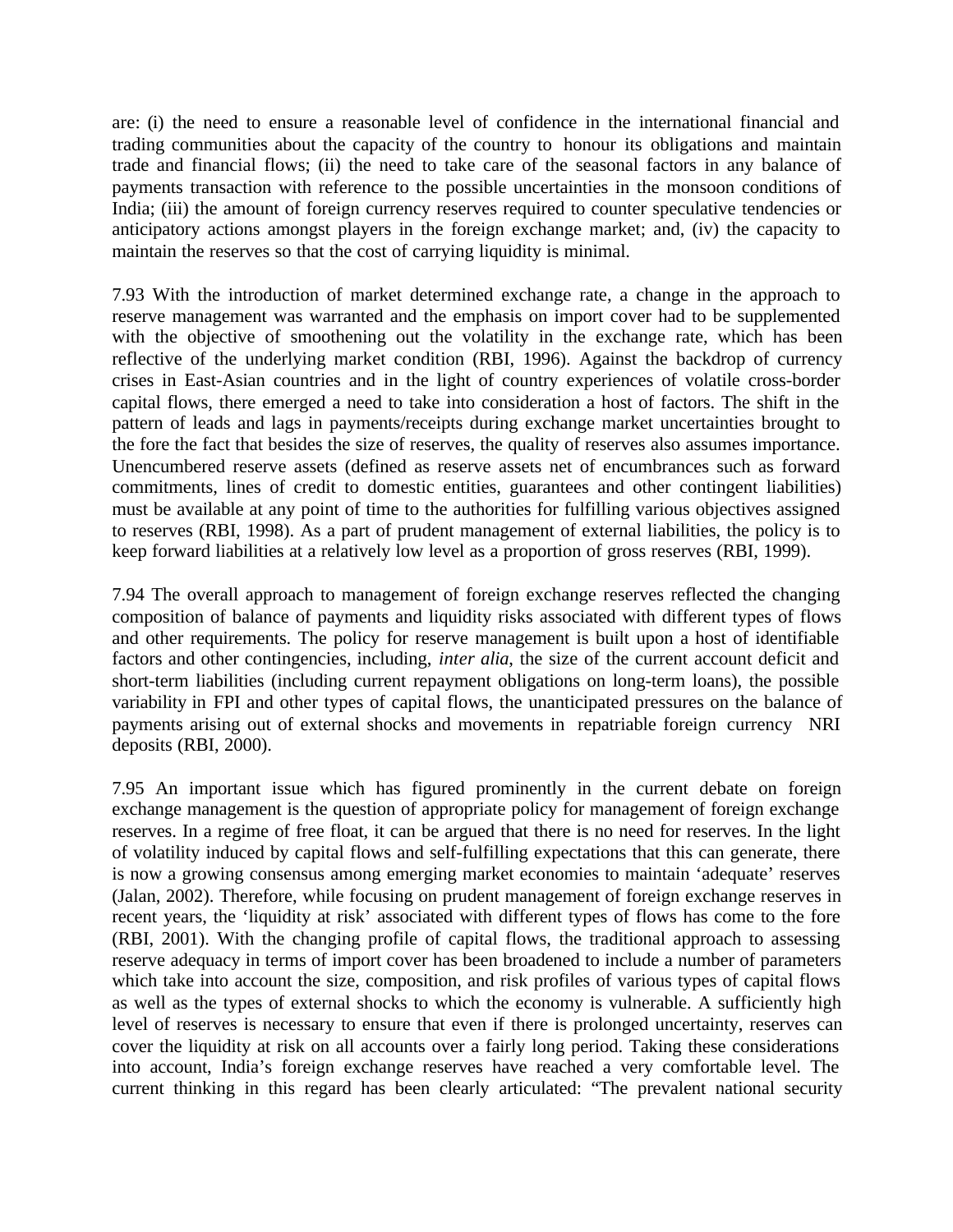are: (i) the need to ensure a reasonable level of confidence in the international financial and trading communities about the capacity of the country to honour its obligations and maintain trade and financial flows; (ii) the need to take care of the seasonal factors in any balance of payments transaction with reference to the possible uncertainties in the monsoon conditions of India; (iii) the amount of foreign currency reserves required to counter speculative tendencies or anticipatory actions amongst players in the foreign exchange market; and, (iv) the capacity to maintain the reserves so that the cost of carrying liquidity is minimal.

7.93 With the introduction of market determined exchange rate, a change in the approach to reserve management was warranted and the emphasis on import cover had to be supplemented with the objective of smoothening out the volatility in the exchange rate, which has been reflective of the underlying market condition (RBI, 1996). Against the backdrop of currency crises in East-Asian countries and in the light of country experiences of volatile cross-border capital flows, there emerged a need to take into consideration a host of factors. The shift in the pattern of leads and lags in payments/receipts during exchange market uncertainties brought to the fore the fact that besides the size of reserves, the quality of reserves also assumes importance. Unencumbered reserve assets (defined as reserve assets net of encumbrances such as forward commitments, lines of credit to domestic entities, guarantees and other contingent liabilities) must be available at any point of time to the authorities for fulfilling various objectives assigned to reserves (RBI, 1998). As a part of prudent management of external liabilities, the policy is to keep forward liabilities at a relatively low level as a proportion of gross reserves (RBI, 1999).

7.94 The overall approach to management of foreign exchange reserves reflected the changing composition of balance of payments and liquidity risks associated with different types of flows and other requirements. The policy for reserve management is built upon a host of identifiable factors and other contingencies, including, *inter alia*, the size of the current account deficit and short-term liabilities (including current repayment obligations on long-term loans), the possible variability in FPI and other types of capital flows, the unanticipated pressures on the balance of payments arising out of external shocks and movements in repatriable foreign currency NRI deposits (RBI, 2000).

7.95 An important issue which has figured prominently in the current debate on foreign exchange management is the question of appropriate policy for management of foreign exchange reserves. In a regime of free float, it can be argued that there is no need for reserves. In the light of volatility induced by capital flows and self-fulfilling expectations that this can generate, there is now a growing consensus among emerging market economies to maintain 'adequate' reserves (Jalan, 2002). Therefore, while focusing on prudent management of foreign exchange reserves in recent years, the 'liquidity at risk' associated with different types of flows has come to the fore (RBI, 2001). With the changing profile of capital flows, the traditional approach to assessing reserve adequacy in terms of import cover has been broadened to include a number of parameters which take into account the size, composition, and risk profiles of various types of capital flows as well as the types of external shocks to which the economy is vulnerable. A sufficiently high level of reserves is necessary to ensure that even if there is prolonged uncertainty, reserves can cover the liquidity at risk on all accounts over a fairly long period. Taking these considerations into account, India's foreign exchange reserves have reached a very comfortable level. The current thinking in this regard has been clearly articulated: "The prevalent national security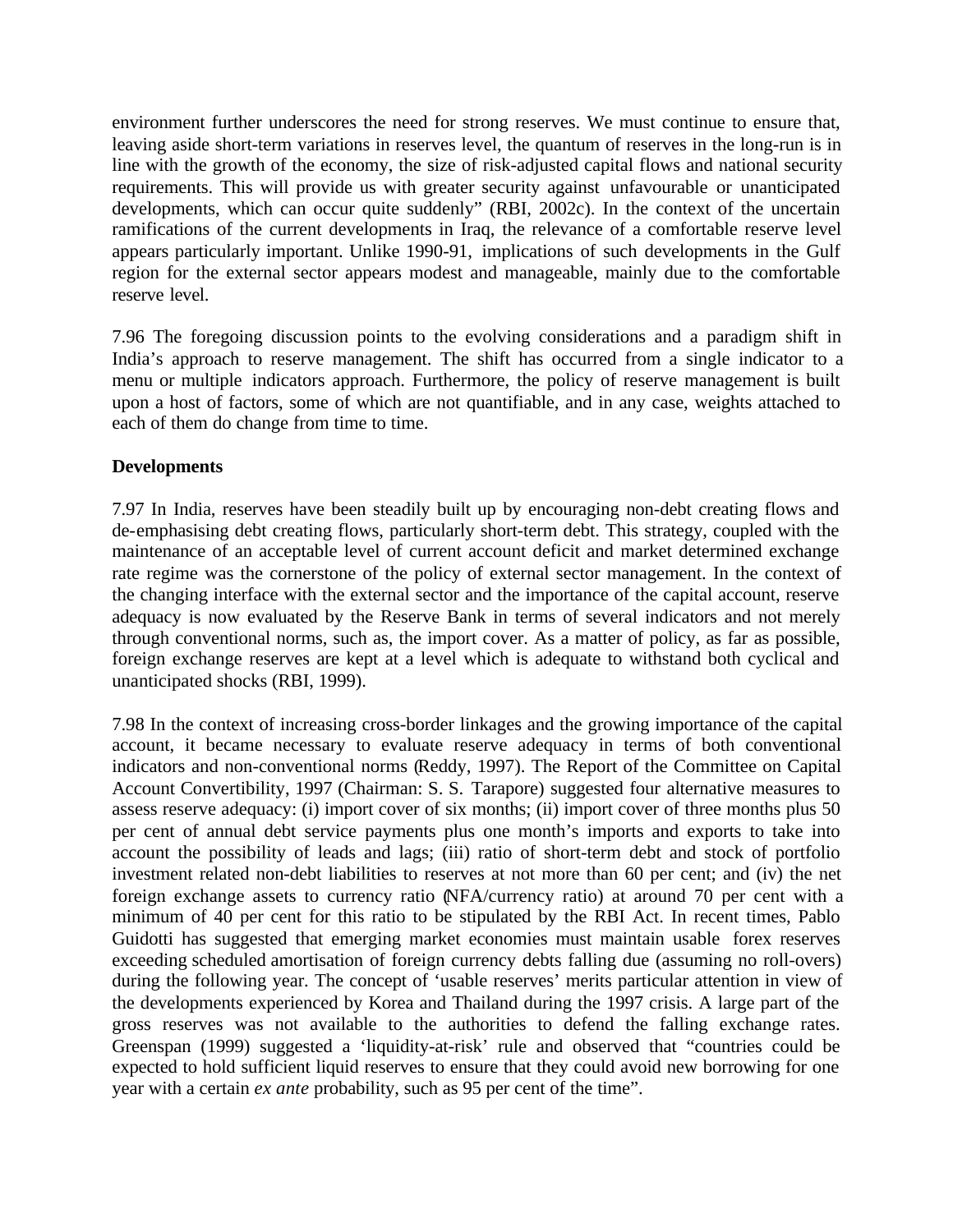environment further underscores the need for strong reserves. We must continue to ensure that, leaving aside short-term variations in reserves level, the quantum of reserves in the long-run is in line with the growth of the economy, the size of risk-adjusted capital flows and national security requirements. This will provide us with greater security against unfavourable or unanticipated developments, which can occur quite suddenly" (RBI, 2002c). In the context of the uncertain ramifications of the current developments in Iraq, the relevance of a comfortable reserve level appears particularly important. Unlike 1990-91, implications of such developments in the Gulf region for the external sector appears modest and manageable, mainly due to the comfortable reserve level.

7.96 The foregoing discussion points to the evolving considerations and a paradigm shift in India's approach to reserve management. The shift has occurred from a single indicator to a menu or multiple indicators approach. Furthermore, the policy of reserve management is built upon a host of factors, some of which are not quantifiable, and in any case, weights attached to each of them do change from time to time.

**Developments**

7.97 In India, reserves have been steadily built up by encouraging non-debt creating flows and de-emphasising debt creating flows, particularly short-term debt. This strategy, coupled with the maintenance of an acceptable level of current account deficit and market determined exchange rate regime was the cornerstone of the policy of external sector management. In the context of the changing interface with the external sector and the importance of the capital account, reserve adequacy is now evaluated by the Reserve Bank in terms of several indicators and not merely through conventional norms, such as, the import cover. As a matter of policy, as far as possible, foreign exchange reserves are kept at a level which is adequate to withstand both cyclical and unanticipated shocks (RBI, 1999).

7.98 In the context of increasing cross-border linkages and the growing importance of the capital account, it became necessary to evaluate reserve adequacy in terms of both conventional indicators and non-conventional norms (Reddy, 1997). The Report of the Committee on Capital Account Convertibility, 1997 (Chairman: S. S. Tarapore) suggested four alternative measures to assess reserve adequacy: (i) import cover of six months; (ii) import cover of three months plus 50 per cent of annual debt service payments plus one month's imports and exports to take into account the possibility of leads and lags; (iii) ratio of short-term debt and stock of portfolio investment related non-debt liabilities to reserves at not more than 60 per cent; and (iv) the net foreign exchange assets to currency ratio (NFA/currency ratio) at around 70 per cent with a minimum of 40 per cent for this ratio to be stipulated by the RBI Act. In recent times, Pablo Guidotti has suggested that emerging market economies must maintain usable forex reserves exceeding scheduled amortisation of foreign currency debts falling due (assuming no roll-overs) during the following year. The concept of 'usable reserves' merits particular attention in view of the developments experienced by Korea and Thailand during the 1997 crisis. A large part of the gross reserves was not available to the authorities to defend the falling exchange rates. Greenspan (1999) suggested a 'liquidity-at-risk' rule and observed that "countries could be expected to hold sufficient liquid reserves to ensure that they could avoid new borrowing for one year with a certain *ex ante* probability, such as 95 per cent of the time".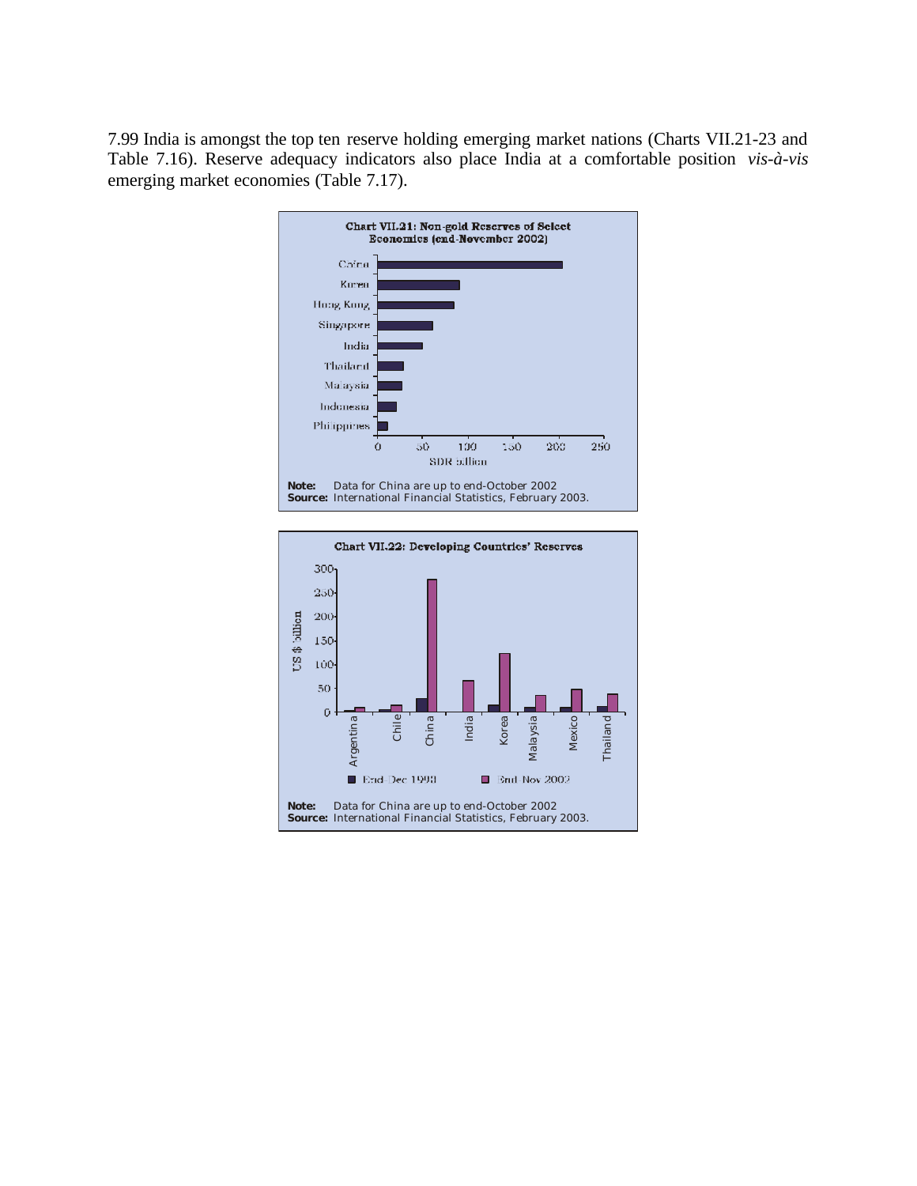7.99 India is amongst the top ten reserve holding emerging market nations (Charts VII.21-23 and Table 7.16). Reserve adequacy indicators also place India at a comfortable position *vis-à-vis* emerging market economies (Table 7.17).

**Chart VII.21: Non-gold Reserves of Select Economies (end-November 2002)**

**Note:** Data for China are up to end-October 2002

**Source:** International Financial Statistics, February 2003.

**Chart VII.22: Developing Countries' Reserves**

**Note:** Data for China are up to end-October 2002

**Source:** International Financial Statistics, February 2003.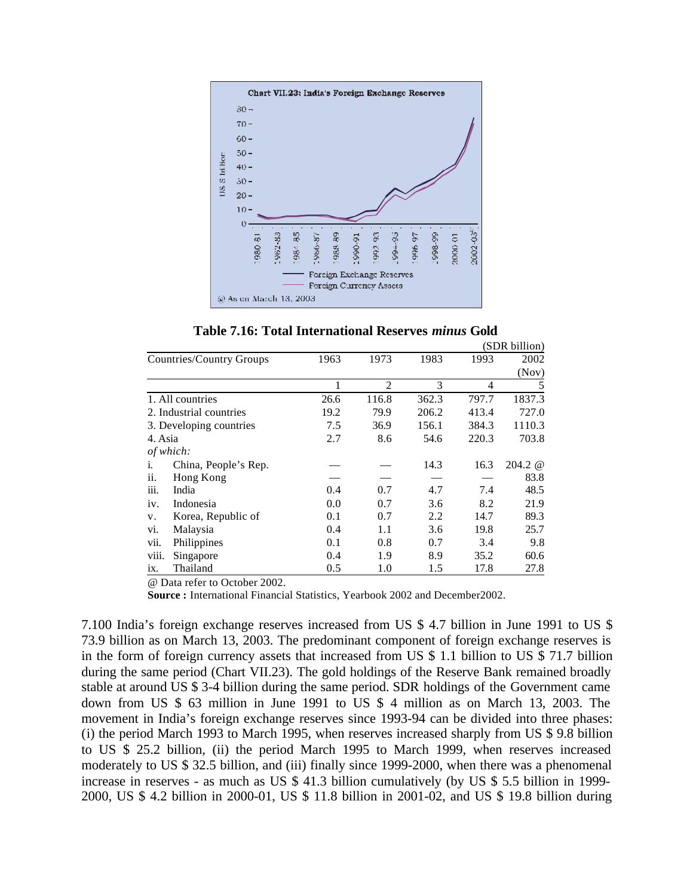**Chart VII.23: India's Foreign Exchange Reserves**

@ As on March 13, 2003

**Table 7.16: Total International Reserves *minus* Gold**

(SDR billion)

| Countries/Country Groups | 1963 | 1973 | 1983 | 1993 | 2002 (Nov) |
|---|---|---|---|---|---|
| | 1 | 2 | 3 | 4 | 5 |
| 1. All countries | 26.6 | 116.8 | 362.3 | 797.7 | 1837.3 |
| 2. Industrial countries | 19.2 | 79.9 | 206.2 | 413.4 | 727.0 |
| 3. Developing countries | 7.5 | 36.9 | 156.1 | 384.3 | 1110.3 |
| 4. Asia | 2.7 | 8.6 | 54.6 | 220.3 | 703.8 |
| *of which:* | | | | | |
| i. China, People's Rep. | — | — | 14.3 | 16.3 | 204.2 @ |
| ii. Hong Kong | — | — | — | — | 83.8 |
| iii. India | 0.4 | 0.7 | 4.7 | 7.4 | 48.5 |
| iv. Indonesia | 0.0 | 0.7 | 3.6 | 8.2 | 21.9 |
| v. Korea, Republic of | 0.1 | 0.7 | 2.2 | 14.7 | 89.3 |
| vi. Malaysia | 0.4 | 1.1 | 3.6 | 19.8 | 25.7 |
| vii. Philippines | 0.1 | 0.8 | 0.7 | 3.4 | 9.8 |
| viii. Singapore | 0.4 | 1.9 | 8.9 | 35.2 | 60.6 |
| ix. Thailand | 0.5 | 1.0 | 1.5 | 17.8 | 27.8 |

@ Data refer to October 2002.

**Source :** International Financial Statistics, Yearbook 2002 and December2002.

7.100 India's foreign exchange reserves increased from US $ 4.7 billion in June 1991 to US $ 73.9 billion as on March 13, 2003. The predominant component of foreign exchange reserves is in the form of foreign currency assets that increased from US $ 1.1 billion to US $ 71.7 billion during the same period (Chart VII.23). The gold holdings of the Reserve Bank remained broadly stable at around US $ 3-4 billion during the same period. SDR holdings of the Government came down from US $ 63 million in June 1991 to US $ 4 million as on March 13, 2003. The movement in India's foreign exchange reserves since 1993-94 can be divided into three phases: (i) the period March 1993 to March 1995, when reserves increased sharply from US $ 9.8 billion to US $ 25.2 billion, (ii) the period March 1995 to March 1999, when reserves increased moderately to US $ 32.5 billion, and (iii) finally since 1999-2000, when there was a phenomenal increase in reserves - as much as US $ 41.3 billion cumulatively (by US $ 5.5 billion in 1999-2000, US $ 4.2 billion in 2000-01, US $ 11.8 billion in 2001-02, and US $ 19.8 billion during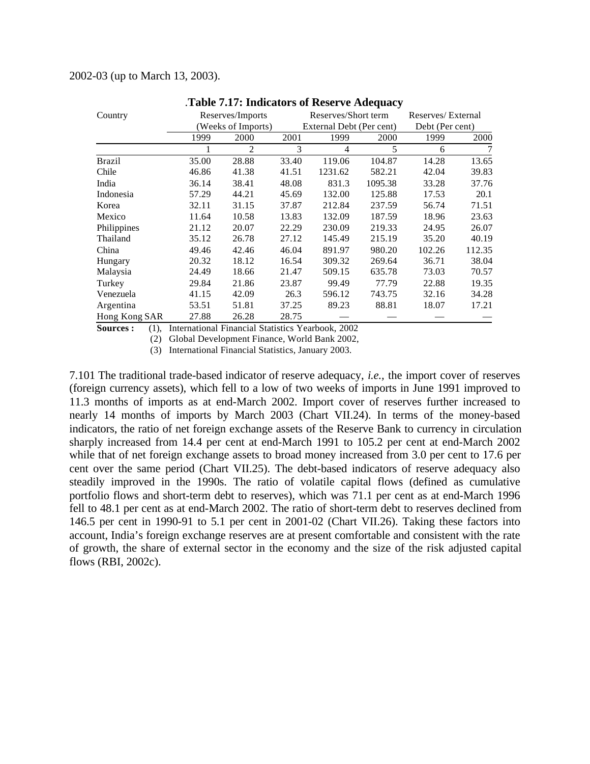2002-03 (up to March 13, 2003).

**Table 7.17: Indicators of Reserve Adequacy**

| Country | Reserves/Imports (Weeks of Imports) | | | Reserves/Short term External Debt (Per cent) | | Reserves/ External Debt (Per cent) | |
|---|---|---|---|---|---|---|---|
| | 1999 | 2000 | 2001 | 1999 | 2000 | 1999 | 2000 |
| | 1 | 2 | 3 | 4 | 5 | 6 | 7 |
| Brazil | 35.00 | 28.88 | 33.40 | 119.06 | 104.87 | 14.28 | 13.65 |
| Chile | 46.86 | 41.38 | 41.51 | 1231.62 | 582.21 | 42.04 | 39.83 |
| India | 36.14 | 38.41 | 48.08 | 831.3 | 1095.38 | 33.28 | 37.76 |
| Indonesia | 57.29 | 44.21 | 45.69 | 132.00 | 125.88 | 17.53 | 20.1 |
| Korea | 32.11 | 31.15 | 37.87 | 212.84 | 237.59 | 56.74 | 71.51 |
| Mexico | 11.64 | 10.58 | 13.83 | 132.09 | 187.59 | 18.96 | 23.63 |
| Philippines | 21.12 | 20.07 | 22.29 | 230.09 | 219.33 | 24.95 | 26.07 |
| Thailand | 35.12 | 26.78 | 27.12 | 145.49 | 215.19 | 35.20 | 40.19 |
| China | 49.46 | 42.46 | 46.04 | 891.97 | 980.20 | 102.26 | 112.35 |
| Hungary | 20.32 | 18.12 | 16.54 | 309.32 | 269.64 | 36.71 | 38.04 |
| Malaysia | 24.49 | 18.66 | 21.47 | 509.15 | 635.78 | 73.03 | 70.57 |
| Turkey | 29.84 | 21.86 | 23.87 | 99.49 | 77.79 | 22.88 | 19.35 |
| Venezuela | 41.15 | 42.09 | 26.3 | 596.12 | 743.75 | 32.16 | 34.28 |
| Argentina | 53.51 | 51.81 | 37.25 | 89.23 | 88.81 | 18.07 | 17.21 |
| Hong Kong SAR | 27.88 | 26.28 | 28.75 | — | — | — | — |

**Sources :** (1), International Financial Statistics Yearbook, 2002

(2) Global Development Finance, World Bank 2002,

(3) International Financial Statistics, January 2003.

7.101 The traditional trade-based indicator of reserve adequacy, *i.e.,* the import cover of reserves (foreign currency assets), which fell to a low of two weeks of imports in June 1991 improved to 11.3 months of imports as at end-March 2002. Import cover of reserves further increased to nearly 14 months of imports by March 2003 (Chart VII.24). In terms of the money-based indicators, the ratio of net foreign exchange assets of the Reserve Bank to currency in circulation sharply increased from 14.4 per cent at end-March 1991 to 105.2 per cent at end-March 2002 while that of net foreign exchange assets to broad money increased from 3.0 per cent to 17.6 per cent over the same period (Chart VII.25). The debt-based indicators of reserve adequacy also steadily improved in the 1990s. The ratio of volatile capital flows (defined as cumulative portfolio flows and short-term debt to reserves), which was 71.1 per cent as at end-March 1996 fell to 48.1 per cent as at end-March 2002. The ratio of short-term debt to reserves declined from 146.5 per cent in 1990-91 to 5.1 per cent in 2001-02 (Chart VII.26). Taking these factors into account, India's foreign exchange reserves are at present comfortable and consistent with the rate of growth, the share of external sector in the economy and the size of the risk adjusted capital flows (RBI, 2002c).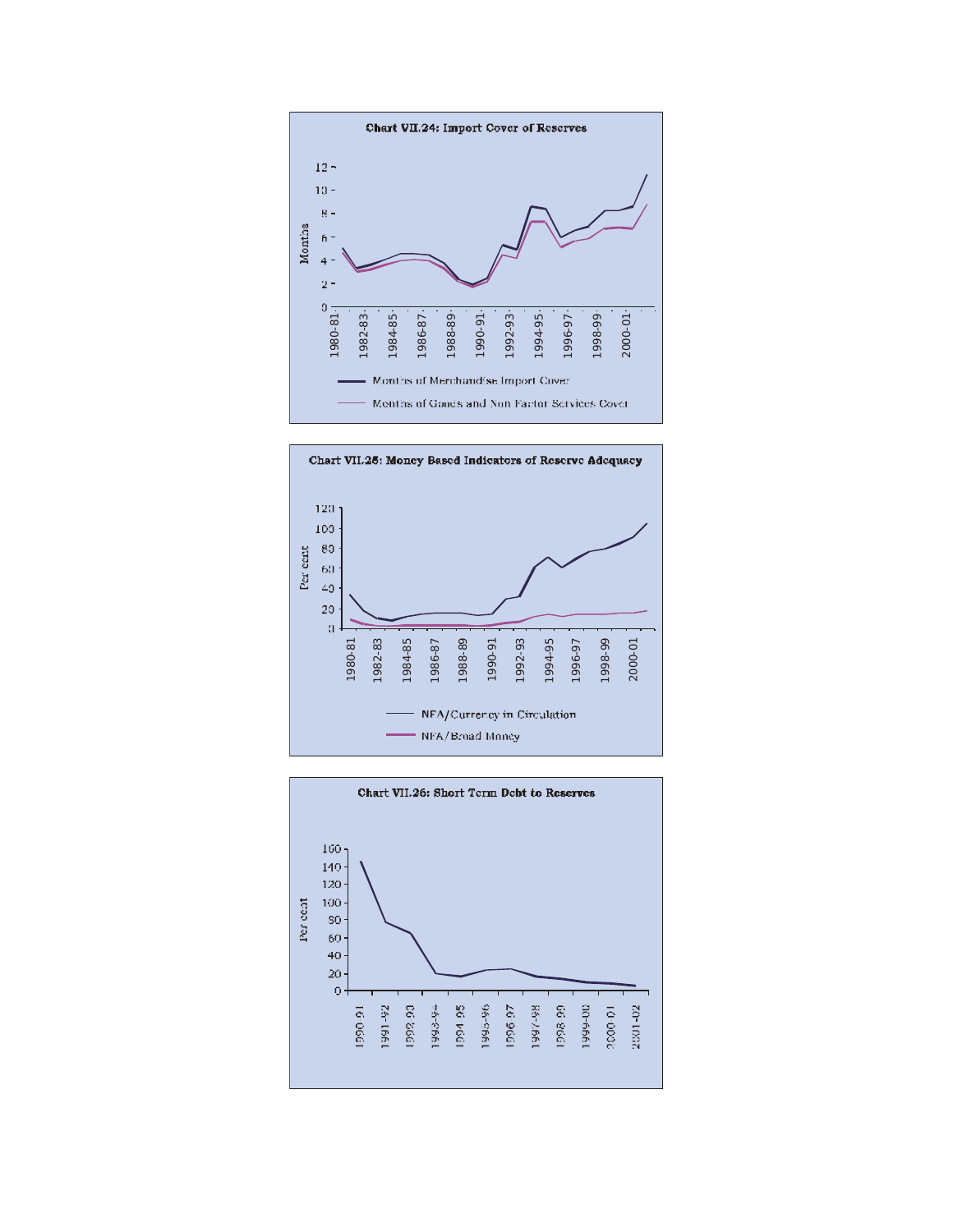**Chart VII.24: Import Cover of Reserves**

Months

12
10
8
6
4
2
0

1980-81 1982-83 1984-85 1986-87 1988-89 1990-91 1992-93 1994-95 1996-97 1998-99 2000-01

Months of Merchandise Import Cover

Months of Goods and Non Factor Services Cover

**Chart VII.25: Money Based Indicators of Reserve Adequacy**

Per cent

120
100
80
60
40
20
0

1980-81 1982-83 1984-85 1986-87 1988-89 1990-91 1992-93 1994-95 1996-97 1998-99 2000-01

NFA/Currency in Circulation

NFA/Broad Money

**Chart VII.26: Short Term Debt to Reserves**

Per cent

160
140
120
100
80
60
40
20
0

1990-91 1991-92 1992-93 1993-94 1994-95 1995-96 1996-97 1997-98 1998-99 1999-00 2000-01 2001-02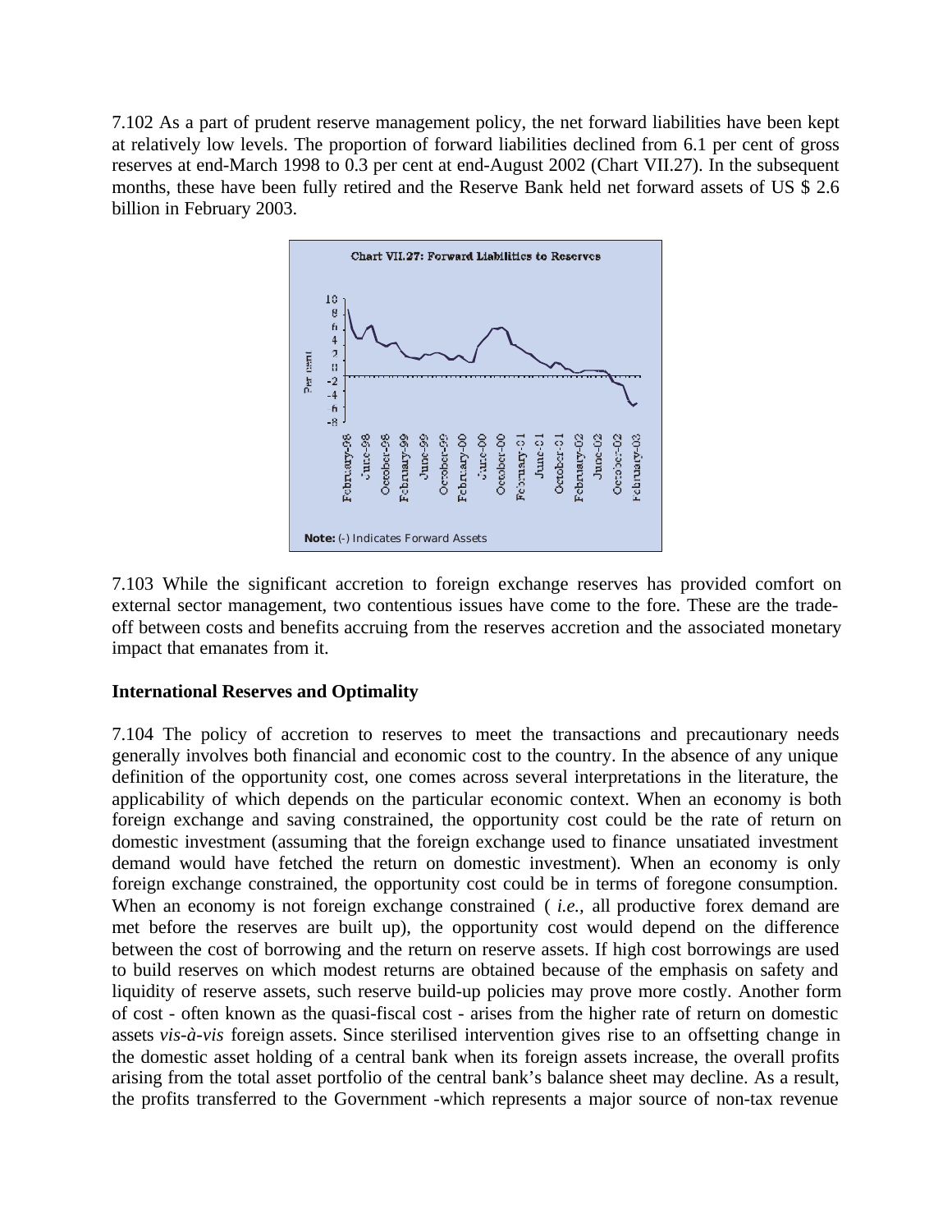7.102 As a part of prudent reserve management policy, the net forward liabilities have been kept at relatively low levels. The proportion of forward liabilities declined from 6.1 per cent of gross reserves at end-March 1998 to 0.3 per cent at end-August 2002 (Chart VII.27). In the subsequent months, these have been fully retired and the Reserve Bank held net forward assets of US $ 2.6 billion in February 2003.

Chart VII.27: Forward Liabilities to Reserves

**Note:** (-) Indicates Forward Assets

7.103 While the significant accretion to foreign exchange reserves has provided comfort on external sector management, two contentious issues have come to the fore. These are the trade-off between costs and benefits accruing from the reserves accretion and the associated monetary impact that emanates from it.

**International Reserves and Optimality**

7.104 The policy of accretion to reserves to meet the transactions and precautionary needs generally involves both financial and economic cost to the country. In the absence of any unique definition of the opportunity cost, one comes across several interpretations in the literature, the applicability of which depends on the particular economic context. When an economy is both foreign exchange and saving constrained, the opportunity cost could be the rate of return on domestic investment (assuming that the foreign exchange used to finance unsatiated investment demand would have fetched the return on domestic investment). When an economy is only foreign exchange constrained, the opportunity cost could be in terms of foregone consumption. When an economy is not foreign exchange constrained ( *i.e.,* all productive forex demand are met before the reserves are built up), the opportunity cost would depend on the difference between the cost of borrowing and the return on reserve assets. If high cost borrowings are used to build reserves on which modest returns are obtained because of the emphasis on safety and liquidity of reserve assets, such reserve build-up policies may prove more costly. Another form of cost - often known as the quasi-fiscal cost - arises from the higher rate of return on domestic assets *vis-à-vis* foreign assets. Since sterilised intervention gives rise to an offsetting change in the domestic asset holding of a central bank when its foreign assets increase, the overall profits arising from the total asset portfolio of the central bank's balance sheet may decline. As a result, the profits transferred to the Government -which represents a major source of non-tax revenue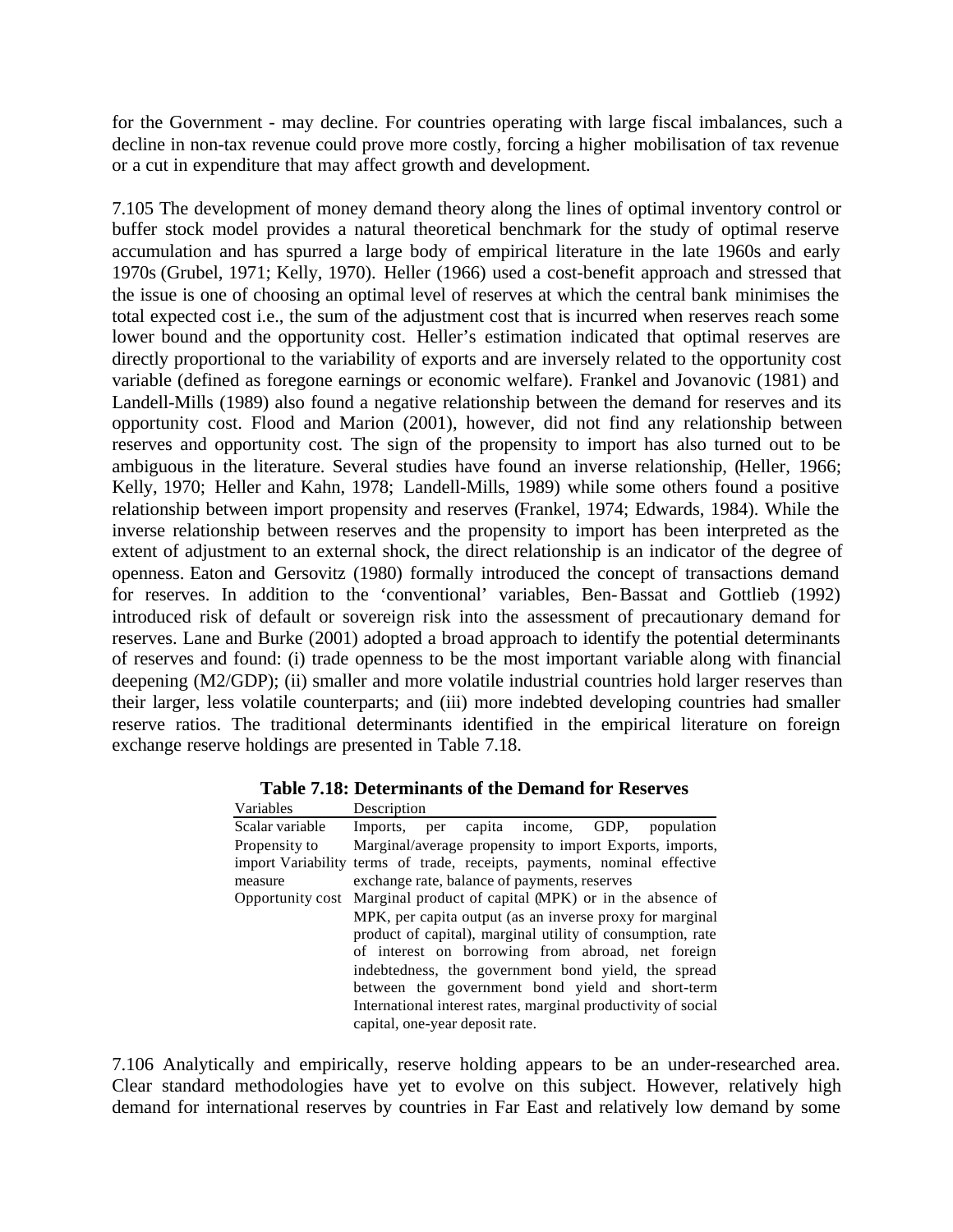for the Government - may decline. For countries operating with large fiscal imbalances, such a decline in non-tax revenue could prove more costly, forcing a higher mobilisation of tax revenue or a cut in expenditure that may affect growth and development.

7.105 The development of money demand theory along the lines of optimal inventory control or buffer stock model provides a natural theoretical benchmark for the study of optimal reserve accumulation and has spurred a large body of empirical literature in the late 1960s and early 1970s (Grubel, 1971; Kelly, 1970). Heller (1966) used a cost-benefit approach and stressed that the issue is one of choosing an optimal level of reserves at which the central bank minimises the total expected cost i.e., the sum of the adjustment cost that is incurred when reserves reach some lower bound and the opportunity cost. Heller's estimation indicated that optimal reserves are directly proportional to the variability of exports and are inversely related to the opportunity cost variable (defined as foregone earnings or economic welfare). Frankel and Jovanovic (1981) and Landell-Mills (1989) also found a negative relationship between the demand for reserves and its opportunity cost. Flood and Marion (2001), however, did not find any relationship between reserves and opportunity cost. The sign of the propensity to import has also turned out to be ambiguous in the literature. Several studies have found an inverse relationship, (Heller, 1966; Kelly, 1970; Heller and Kahn, 1978; Landell-Mills, 1989) while some others found a positive relationship between import propensity and reserves (Frankel, 1974; Edwards, 1984). While the inverse relationship between reserves and the propensity to import has been interpreted as the extent of adjustment to an external shock, the direct relationship is an indicator of the degree of openness. Eaton and Gersovitz (1980) formally introduced the concept of transactions demand for reserves. In addition to the 'conventional' variables, Ben-Bassat and Gottlieb (1992) introduced risk of default or sovereign risk into the assessment of precautionary demand for reserves. Lane and Burke (2001) adopted a broad approach to identify the potential determinants of reserves and found: (i) trade openness to be the most important variable along with financial deepening (M2/GDP); (ii) smaller and more volatile industrial countries hold larger reserves than their larger, less volatile counterparts; and (iii) more indebted developing countries had smaller reserve ratios. The traditional determinants identified in the empirical literature on foreign exchange reserve holdings are presented in Table 7.18.

**Table 7.18: Determinants of the Demand for Reserves**

| Variables | Description |
|---|---|
| Scalar variable | Imports, per capita income, GDP, population |
| Propensity to import | Marginal/average propensity to import |
| Variability measure | Exports, imports, terms of trade, receipts, payments, nominal effective exchange rate, balance of payments, reserves |
| Opportunity cost | Marginal product of capital (MPK) or in the absence of MPK, per capita output (as an inverse proxy for marginal product of capital), marginal utility of consumption, rate of interest on borrowing from abroad, net foreign indebtedness, the government bond yield, the spread between the government bond yield and short-term International interest rates, marginal productivity of social capital, one-year deposit rate. |

7.106 Analytically and empirically, reserve holding appears to be an under-researched area. Clear standard methodologies have yet to evolve on this subject. However, relatively high demand for international reserves by countries in Far East and relatively low demand by some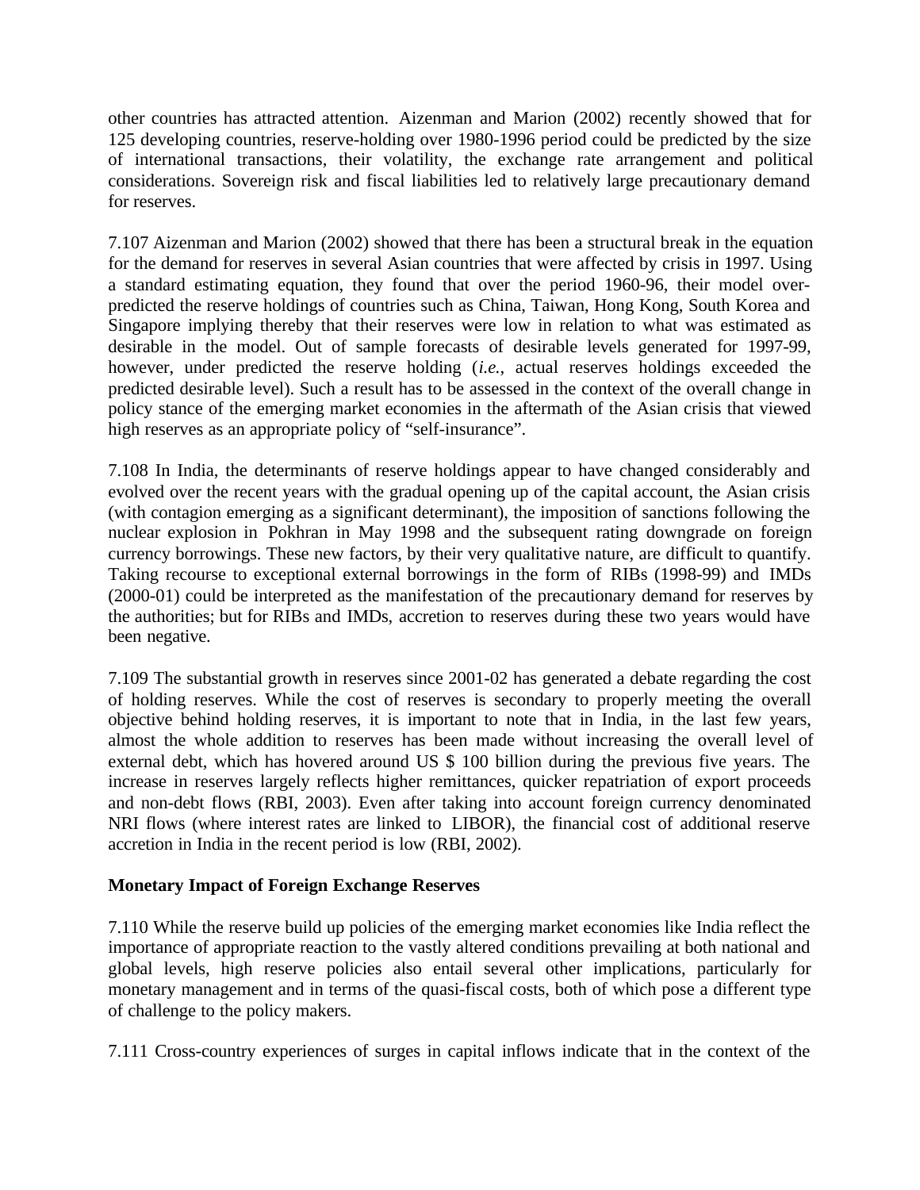other countries has attracted attention. Aizenman and Marion (2002) recently showed that for 125 developing countries, reserve-holding over 1980-1996 period could be predicted by the size of international transactions, their volatility, the exchange rate arrangement and political considerations. Sovereign risk and fiscal liabilities led to relatively large precautionary demand for reserves.

7.107 Aizenman and Marion (2002) showed that there has been a structural break in the equation for the demand for reserves in several Asian countries that were affected by crisis in 1997. Using a standard estimating equation, they found that over the period 1960-96, their model over-predicted the reserve holdings of countries such as China, Taiwan, Hong Kong, South Korea and Singapore implying thereby that their reserves were low in relation to what was estimated as desirable in the model. Out of sample forecasts of desirable levels generated for 1997-99, however, under predicted the reserve holding (*i.e.*, actual reserves holdings exceeded the predicted desirable level). Such a result has to be assessed in the context of the overall change in policy stance of the emerging market economies in the aftermath of the Asian crisis that viewed high reserves as an appropriate policy of "self-insurance".

7.108 In India, the determinants of reserve holdings appear to have changed considerably and evolved over the recent years with the gradual opening up of the capital account, the Asian crisis (with contagion emerging as a significant determinant), the imposition of sanctions following the nuclear explosion in Pokhran in May 1998 and the subsequent rating downgrade on foreign currency borrowings. These new factors, by their very qualitative nature, are difficult to quantify. Taking recourse to exceptional external borrowings in the form of RIBs (1998-99) and IMDs (2000-01) could be interpreted as the manifestation of the precautionary demand for reserves by the authorities; but for RIBs and IMDs, accretion to reserves during these two years would have been negative.

7.109 The substantial growth in reserves since 2001-02 has generated a debate regarding the cost of holding reserves. While the cost of reserves is secondary to properly meeting the overall objective behind holding reserves, it is important to note that in India, in the last few years, almost the whole addition to reserves has been made without increasing the overall level of external debt, which has hovered around US $ 100 billion during the previous five years. The increase in reserves largely reflects higher remittances, quicker repatriation of export proceeds and non-debt flows (RBI, 2003). Even after taking into account foreign currency denominated NRI flows (where interest rates are linked to LIBOR), the financial cost of additional reserve accretion in India in the recent period is low (RBI, 2002).

**Monetary Impact of Foreign Exchange Reserves**

7.110 While the reserve build up policies of the emerging market economies like India reflect the importance of appropriate reaction to the vastly altered conditions prevailing at both national and global levels, high reserve policies also entail several other implications, particularly for monetary management and in terms of the quasi-fiscal costs, both of which pose a different type of challenge to the policy makers.

7.111 Cross-country experiences of surges in capital inflows indicate that in the context of the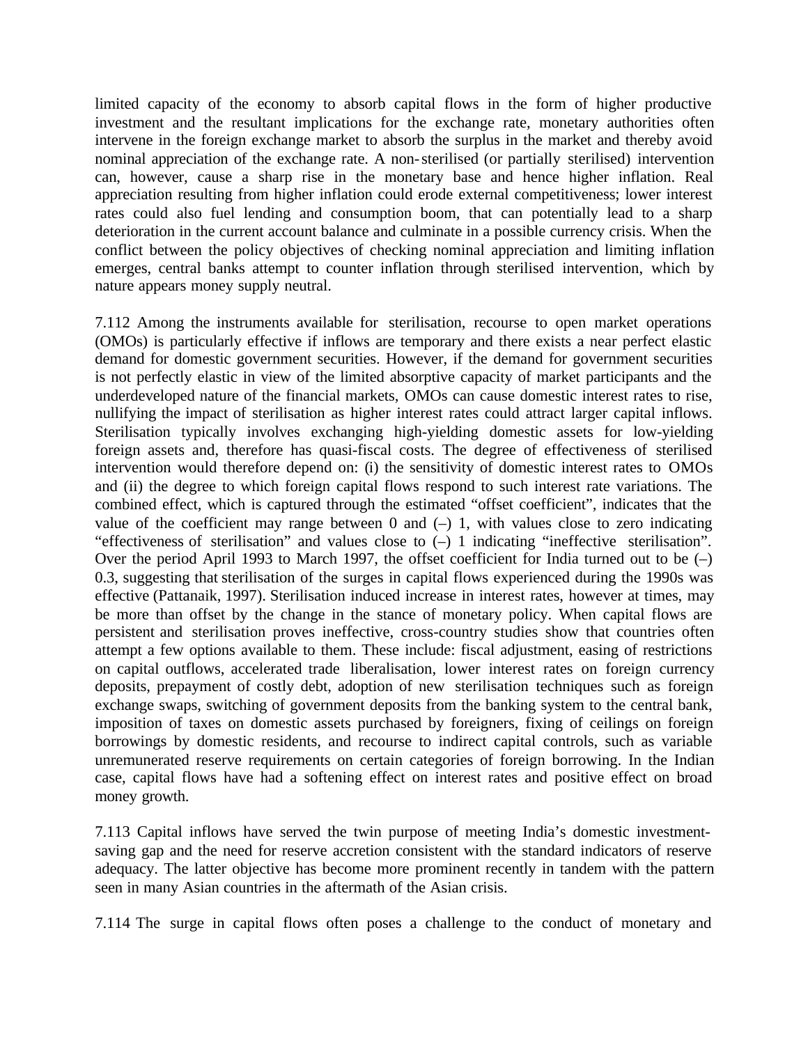limited capacity of the economy to absorb capital flows in the form of higher productive investment and the resultant implications for the exchange rate, monetary authorities often intervene in the foreign exchange market to absorb the surplus in the market and thereby avoid nominal appreciation of the exchange rate. A non-sterilised (or partially sterilised) intervention can, however, cause a sharp rise in the monetary base and hence higher inflation. Real appreciation resulting from higher inflation could erode external competitiveness; lower interest rates could also fuel lending and consumption boom, that can potentially lead to a sharp deterioration in the current account balance and culminate in a possible currency crisis. When the conflict between the policy objectives of checking nominal appreciation and limiting inflation emerges, central banks attempt to counter inflation through sterilised intervention, which by nature appears money supply neutral.

7.112 Among the instruments available for sterilisation, recourse to open market operations (OMOs) is particularly effective if inflows are temporary and there exists a near perfect elastic demand for domestic government securities. However, if the demand for government securities is not perfectly elastic in view of the limited absorptive capacity of market participants and the underdeveloped nature of the financial markets, OMOs can cause domestic interest rates to rise, nullifying the impact of sterilisation as higher interest rates could attract larger capital inflows. Sterilisation typically involves exchanging high-yielding domestic assets for low-yielding foreign assets and, therefore has quasi-fiscal costs. The degree of effectiveness of sterilised intervention would therefore depend on: (i) the sensitivity of domestic interest rates to OMOs and (ii) the degree to which foreign capital flows respond to such interest rate variations. The combined effect, which is captured through the estimated "offset coefficient", indicates that the value of the coefficient may range between 0 and (–) 1, with values close to zero indicating "effectiveness of sterilisation" and values close to (–) 1 indicating "ineffective sterilisation". Over the period April 1993 to March 1997, the offset coefficient for India turned out to be (–) 0.3, suggesting that sterilisation of the surges in capital flows experienced during the 1990s was effective (Pattanaik, 1997). Sterilisation induced increase in interest rates, however at times, may be more than offset by the change in the stance of monetary policy. When capital flows are persistent and sterilisation proves ineffective, cross-country studies show that countries often attempt a few options available to them. These include: fiscal adjustment, easing of restrictions on capital outflows, accelerated trade liberalisation, lower interest rates on foreign currency deposits, prepayment of costly debt, adoption of new sterilisation techniques such as foreign exchange swaps, switching of government deposits from the banking system to the central bank, imposition of taxes on domestic assets purchased by foreigners, fixing of ceilings on foreign borrowings by domestic residents, and recourse to indirect capital controls, such as variable unremunerated reserve requirements on certain categories of foreign borrowing. In the Indian case, capital flows have had a softening effect on interest rates and positive effect on broad money growth.

7.113 Capital inflows have served the twin purpose of meeting India's domestic investment-saving gap and the need for reserve accretion consistent with the standard indicators of reserve adequacy. The latter objective has become more prominent recently in tandem with the pattern seen in many Asian countries in the aftermath of the Asian crisis.

7.114 The surge in capital flows often poses a challenge to the conduct of monetary and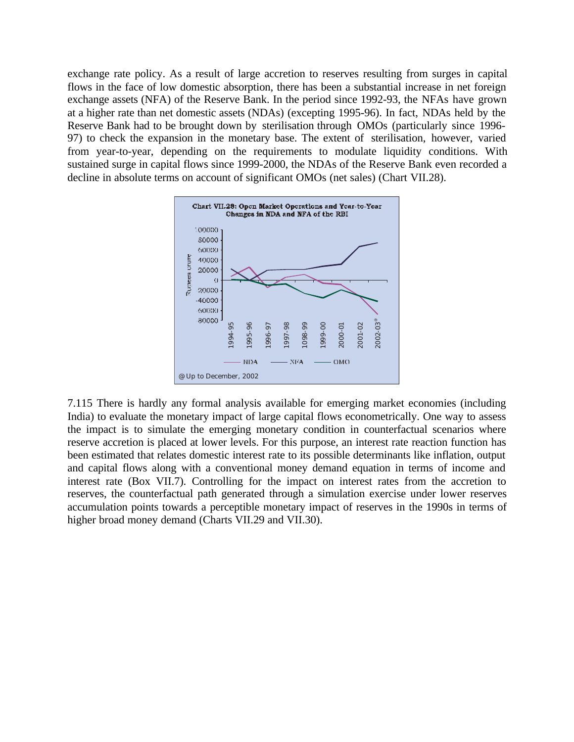exchange rate policy. As a result of large accretion to reserves resulting from surges in capital flows in the face of low domestic absorption, there has been a substantial increase in net foreign exchange assets (NFA) of the Reserve Bank. In the period since 1992-93, the NFAs have grown at a higher rate than net domestic assets (NDAs) (excepting 1995-96). In fact, NDAs held by the Reserve Bank had to be brought down by sterilisation through OMOs (particularly since 1996-97) to check the expansion in the monetary base. The extent of sterilisation, however, varied from year-to-year, depending on the requirements to modulate liquidity conditions. With sustained surge in capital flows since 1999-2000, the NDAs of the Reserve Bank even recorded a decline in absolute terms on account of significant OMOs (net sales) (Chart VII.28).

**Chart VII.28: Open Market Operations and Year-to-Year Changes in NDA and NFA of the RBI**

@Up to December, 2002

7.115 There is hardly any formal analysis available for emerging market economies (including India) to evaluate the monetary impact of large capital flows econometrically. One way to assess the impact is to simulate the emerging monetary condition in counterfactual scenarios where reserve accretion is placed at lower levels. For this purpose, an interest rate reaction function has been estimated that relates domestic interest rate to its possible determinants like inflation, output and capital flows along with a conventional money demand equation in terms of income and interest rate (Box VII.7). Controlling for the impact on interest rates from the accretion to reserves, the counterfactual path generated through a simulation exercise under lower reserves accumulation points towards a perceptible monetary impact of reserves in the 1990s in terms of higher broad money demand (Charts VII.29 and VII.30).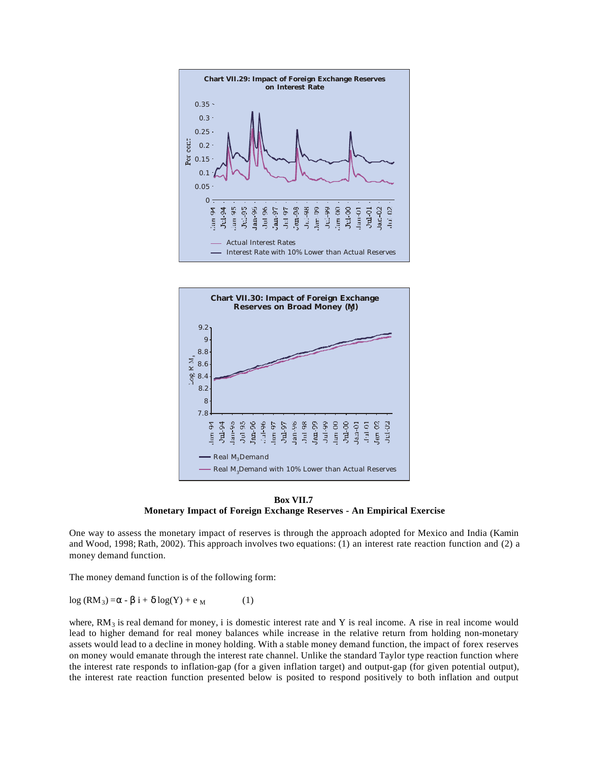**Chart VII.29: Impact of Foreign Exchange Reserves on Interest Rate**

**Chart VII.30: Impact of Foreign Exchange Reserves on Broad Money ($M_3$)**

**Box VII.7**
**Monetary Impact of Foreign Exchange Reserves - An Empirical Exercise**

One way to assess the monetary impact of reserves is through the approach adopted for Mexico and India (Kamin and Wood, 1998; Rath, 2002). This approach involves two equations: (1) an interest rate reaction function and (2) a money demand function.

The money demand function is of the following form:

$$\log (RM_3) = \alpha - \beta\, i + \delta \log(Y) + e_M \qquad (1)$$

where, $RM_3$ is real demand for money, i is domestic interest rate and Y is real income. A rise in real income would lead to higher demand for real money balances while increase in the relative return from holding non-monetary assets would lead to a decline in money holding. With a stable money demand function, the impact of forex reserves on money would emanate through the interest rate channel. Unlike the standard Taylor type reaction function where the interest rate responds to inflation-gap (for a given inflation target) and output-gap (for given potential output), the interest rate reaction function presented below is posited to respond positively to both inflation and output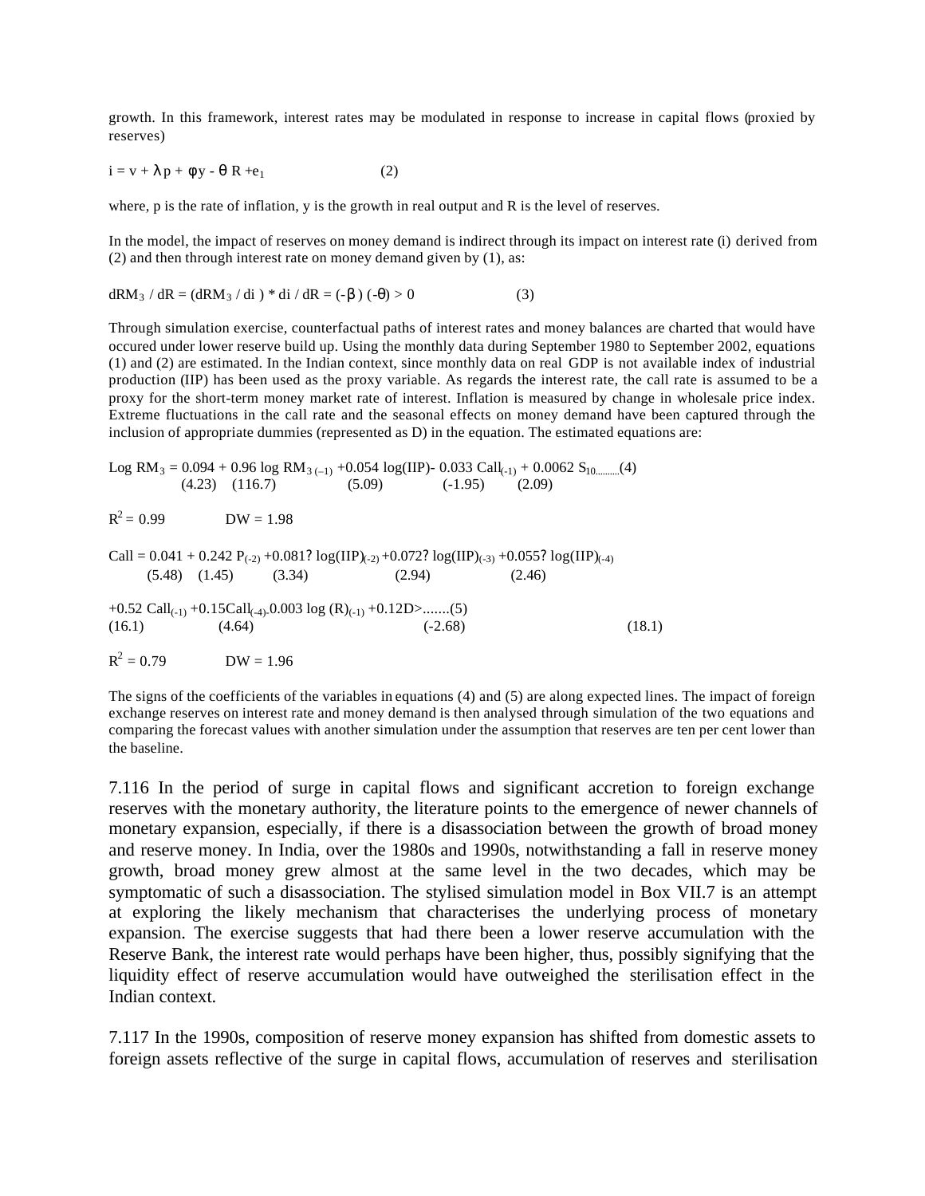growth. In this framework, interest rates may be modulated in response to increase in capital flows (proxied by reserves)

$$i = v + \lambda p + \phi y - \theta R + e_1 \qquad (2)$$

where, p is the rate of inflation, y is the growth in real output and R is the level of reserves.

In the model, the impact of reserves on money demand is indirect through its impact on interest rate (i) derived from (2) and then through interest rate on money demand given by (1), as:

$$dRM_3 / dR = (dRM_3 / di) * di / dR = (-\beta)(-\theta) > 0 \qquad (3)$$

Through simulation exercise, counterfactual paths of interest rates and money balances are charted that would have occured under lower reserve build up. Using the monthly data during September 1980 to September 2002, equations (1) and (2) are estimated. In the Indian context, since monthly data on real GDP is not available index of industrial production (IIP) has been used as the proxy variable. As regards the interest rate, the call rate is assumed to be a proxy for the short-term money market rate of interest. Inflation is measured by change in wholesale price index. Extreme fluctuations in the call rate and the seasonal effects on money demand have been captured through the inclusion of appropriate dummies (represented as D) in the equation. The estimated equations are:

$$\underset{(4.23)}{\text{Log } RM_3 = 0.094} + \underset{(116.7)}{0.96 \log RM_{3(-1)}} + \underset{(5.09)}{0.054 \log(IIP)} - \underset{(-1.95)}{0.033\ Call_{(-1)}} + \underset{(2.09)}{0.0062\ S_{10}} \ldots\ldots(4)$$

$R^2 = 0.99 \qquad DW = 1.98$

$$Call = \underset{(5.48)}{0.041} + \underset{(1.45)}{0.242\ P_{(-2)}} + \underset{(3.34)}{0.081?\ \log(IIP)_{(-2)}} + \underset{(2.94)}{0.072?\ \log(IIP)_{(-3)}} + \underset{(2.46)}{0.055?\ \log(IIP)_{(-4)}}$$

$$+ \underset{(16.1)}{0.52\ Call_{(-1)}} + \underset{(4.64)}{0.15 Call_{(-4)}} - \underset{(-2.68)}{0.003 \log(R)_{(-1)}} + \underset{(18.1)}{0.12D>} \ldots\ldots(5)$$

$R^2 = 0.79 \qquad DW = 1.96$

The signs of the coefficients of the variables in equations (4) and (5) are along expected lines. The impact of foreign exchange reserves on interest rate and money demand is then analysed through simulation of the two equations and comparing the forecast values with another simulation under the assumption that reserves are ten per cent lower than the baseline.

7.116 In the period of surge in capital flows and significant accretion to foreign exchange reserves with the monetary authority, the literature points to the emergence of newer channels of monetary expansion, especially, if there is a disassociation between the growth of broad money and reserve money. In India, over the 1980s and 1990s, notwithstanding a fall in reserve money growth, broad money grew almost at the same level in the two decades, which may be symptomatic of such a disassociation. The stylised simulation model in Box VII.7 is an attempt at exploring the likely mechanism that characterises the underlying process of monetary expansion. The exercise suggests that had there been a lower reserve accumulation with the Reserve Bank, the interest rate would perhaps have been higher, thus, possibly signifying that the liquidity effect of reserve accumulation would have outweighed the sterilisation effect in the Indian context.

7.117 In the 1990s, composition of reserve money expansion has shifted from domestic assets to foreign assets reflective of the surge in capital flows, accumulation of reserves and sterilisation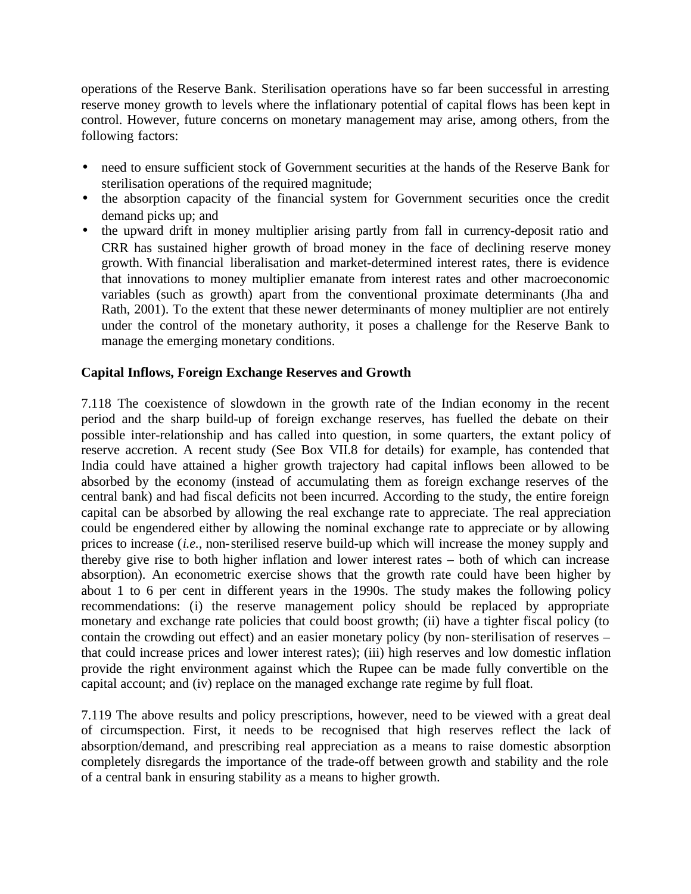operations of the Reserve Bank. Sterilisation operations have so far been successful in arresting reserve money growth to levels where the inflationary potential of capital flows has been kept in control. However, future concerns on monetary management may arise, among others, from the following factors:

- need to ensure sufficient stock of Government securities at the hands of the Reserve Bank for sterilisation operations of the required magnitude;
- the absorption capacity of the financial system for Government securities once the credit demand picks up; and
- the upward drift in money multiplier arising partly from fall in currency-deposit ratio and CRR has sustained higher growth of broad money in the face of declining reserve money growth. With financial liberalisation and market-determined interest rates, there is evidence that innovations to money multiplier emanate from interest rates and other macroeconomic variables (such as growth) apart from the conventional proximate determinants (Jha and Rath, 2001). To the extent that these newer determinants of money multiplier are not entirely under the control of the monetary authority, it poses a challenge for the Reserve Bank to manage the emerging monetary conditions.

**Capital Inflows, Foreign Exchange Reserves and Growth**

7.118 The coexistence of slowdown in the growth rate of the Indian economy in the recent period and the sharp build-up of foreign exchange reserves, has fuelled the debate on their possible inter-relationship and has called into question, in some quarters, the extant policy of reserve accretion. A recent study (See Box VII.8 for details) for example, has contended that India could have attained a higher growth trajectory had capital inflows been allowed to be absorbed by the economy (instead of accumulating them as foreign exchange reserves of the central bank) and had fiscal deficits not been incurred. According to the study, the entire foreign capital can be absorbed by allowing the real exchange rate to appreciate. The real appreciation could be engendered either by allowing the nominal exchange rate to appreciate or by allowing prices to increase (*i.e.*, non-sterilised reserve build-up which will increase the money supply and thereby give rise to both higher inflation and lower interest rates – both of which can increase absorption). An econometric exercise shows that the growth rate could have been higher by about 1 to 6 per cent in different years in the 1990s. The study makes the following policy recommendations: (i) the reserve management policy should be replaced by appropriate monetary and exchange rate policies that could boost growth; (ii) have a tighter fiscal policy (to contain the crowding out effect) and an easier monetary policy (by non-sterilisation of reserves – that could increase prices and lower interest rates); (iii) high reserves and low domestic inflation provide the right environment against which the Rupee can be made fully convertible on the capital account; and (iv) replace on the managed exchange rate regime by full float.

7.119 The above results and policy prescriptions, however, need to be viewed with a great deal of circumspection. First, it needs to be recognised that high reserves reflect the lack of absorption/demand, and prescribing real appreciation as a means to raise domestic absorption completely disregards the importance of the trade-off between growth and stability and the role of a central bank in ensuring stability as a means to higher growth.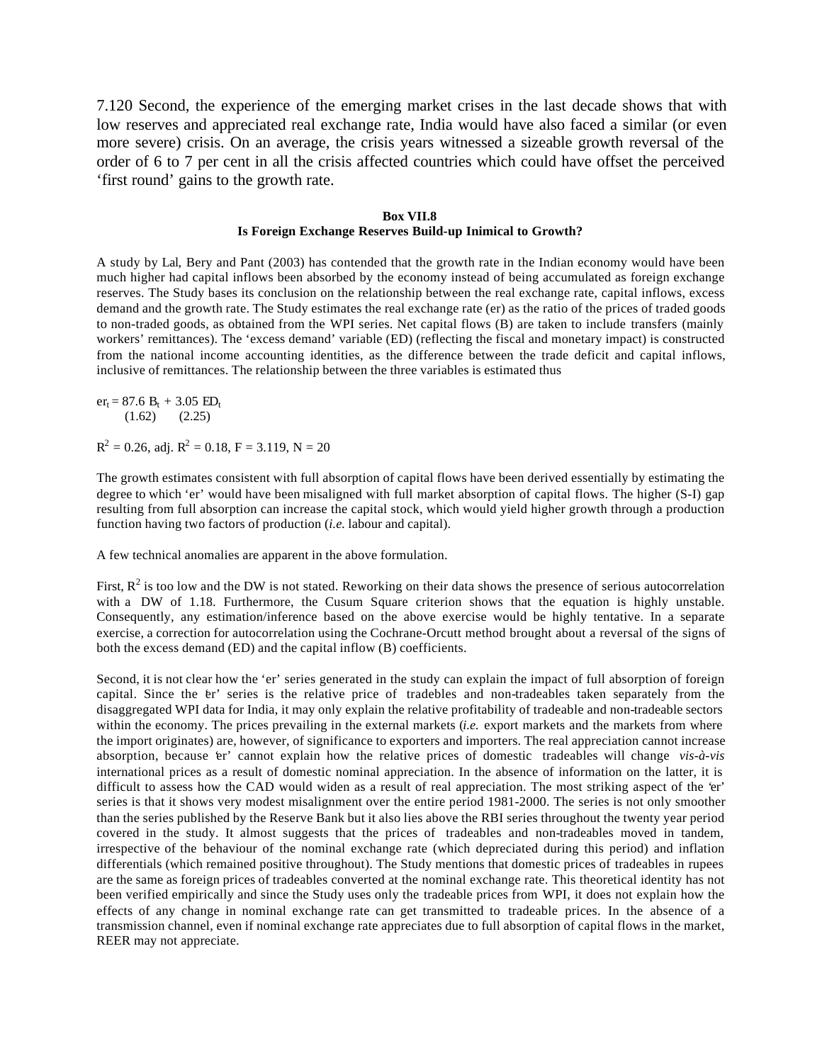7.120 Second, the experience of the emerging market crises in the last decade shows that with low reserves and appreciated real exchange rate, India would have also faced a similar (or even more severe) crisis. On an average, the crisis years witnessed a sizeable growth reversal of the order of 6 to 7 per cent in all the crisis affected countries which could have offset the perceived 'first round' gains to the growth rate.

**Box VII.8**
**Is Foreign Exchange Reserves Build-up Inimical to Growth?**

A study by Lal, Bery and Pant (2003) has contended that the growth rate in the Indian economy would have been much higher had capital inflows been absorbed by the economy instead of being accumulated as foreign exchange reserves. The Study bases its conclusion on the relationship between the real exchange rate, capital inflows, excess demand and the growth rate. The Study estimates the real exchange rate (er) as the ratio of the prices of traded goods to non-traded goods, as obtained from the WPI series. Net capital flows (B) are taken to include transfers (mainly workers' remittances). The 'excess demand' variable (ED) (reflecting the fiscal and monetary impact) is constructed from the national income accounting identities, as the difference between the trade deficit and capital inflows, inclusive of remittances. The relationship between the three variables is estimated thus

$$er_t = \underset{(1.62)}{87.6\, B_t} + \underset{(2.25)}{3.05\, ED_t}$$

$R^2$ = 0.26, adj. $R^2$ = 0.18, F = 3.119, N = 20

The growth estimates consistent with full absorption of capital flows have been derived essentially by estimating the degree to which 'er' would have been misaligned with full market absorption of capital flows. The higher (S-I) gap resulting from full absorption can increase the capital stock, which would yield higher growth through a production function having two factors of production (*i.e.* labour and capital).

A few technical anomalies are apparent in the above formulation.

First, $R^2$ is too low and the DW is not stated. Reworking on their data shows the presence of serious autocorrelation with a DW of 1.18. Furthermore, the Cusum Square criterion shows that the equation is highly unstable. Consequently, any estimation/inference based on the above exercise would be highly tentative. In a separate exercise, a correction for autocorrelation using the Cochrane-Orcutt method brought about a reversal of the signs of both the excess demand (ED) and the capital inflow (B) coefficients.

Second, it is not clear how the 'er' series generated in the study can explain the impact of full absorption of foreign capital. Since the 'er' series is the relative price of tradebles and non-tradeables taken separately from the disaggregated WPI data for India, it may only explain the relative profitability of tradeable and non-tradeable sectors within the economy. The prices prevailing in the external markets (*i.e.* export markets and the markets from where the import originates) are, however, of significance to exporters and importers. The real appreciation cannot increase absorption, because 'er' cannot explain how the relative prices of domestic tradeables will change *vis-à-vis* international prices as a result of domestic nominal appreciation. In the absence of information on the latter, it is difficult to assess how the CAD would widen as a result of real appreciation. The most striking aspect of the 'er' series is that it shows very modest misalignment over the entire period 1981-2000. The series is not only smoother than the series published by the Reserve Bank but it also lies above the RBI series throughout the twenty year period covered in the study. It almost suggests that the prices of tradeables and non-tradeables moved in tandem, irrespective of the behaviour of the nominal exchange rate (which depreciated during this period) and inflation differentials (which remained positive throughout). The Study mentions that domestic prices of tradeables in rupees are the same as foreign prices of tradeables converted at the nominal exchange rate. This theoretical identity has not been verified empirically and since the Study uses only the tradeable prices from WPI, it does not explain how the effects of any change in nominal exchange rate can get transmitted to tradeable prices. In the absence of a transmission channel, even if nominal exchange rate appreciates due to full absorption of capital flows in the market, REER may not appreciate.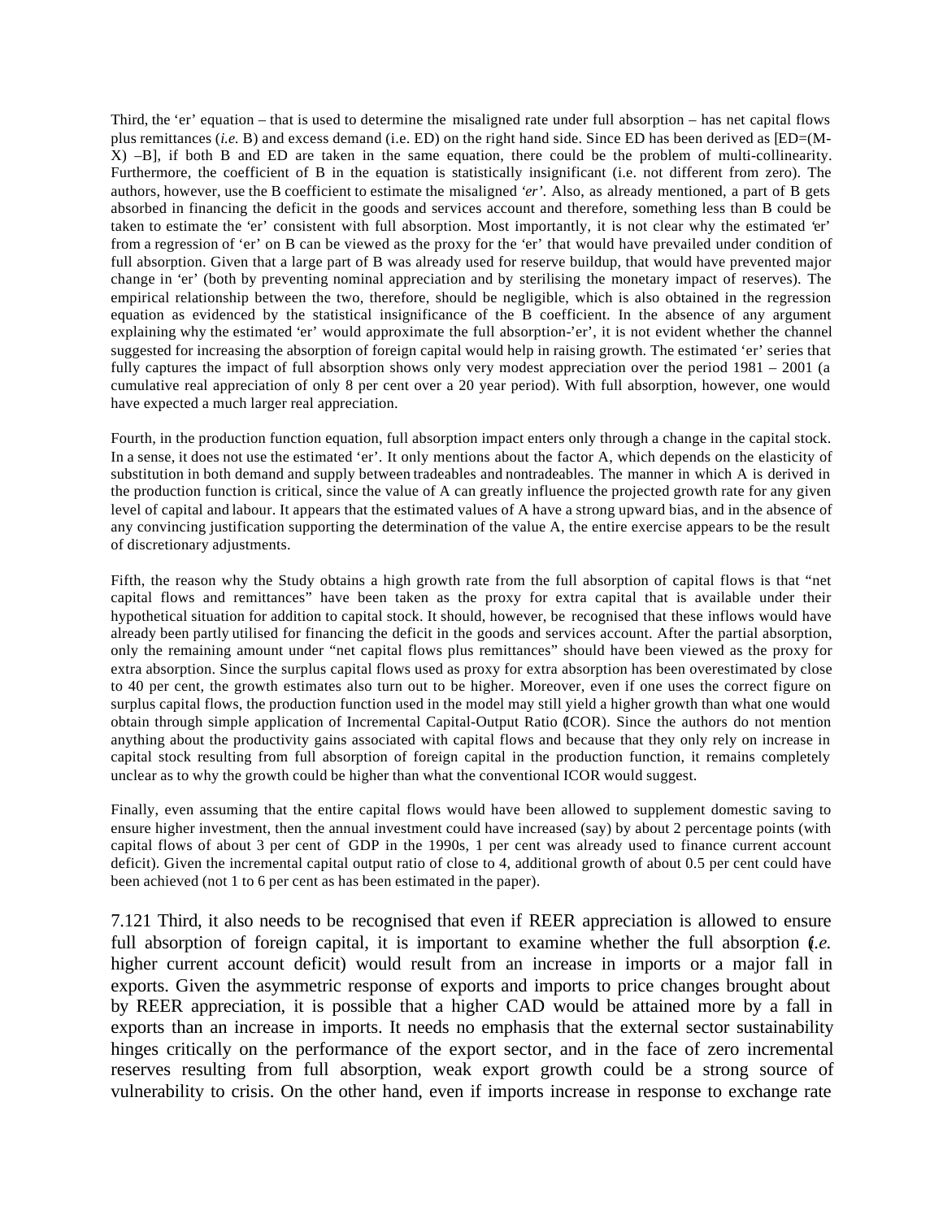Third, the 'er' equation – that is used to determine the misaligned rate under full absorption – has net capital flows plus remittances (*i.e.* B) and excess demand (i.e. ED) on the right hand side. Since ED has been derived as [ED=(M-X) –B], if both B and ED are taken in the same equation, there could be the problem of multi-collinearity. Furthermore, the coefficient of B in the equation is statistically insignificant (i.e. not different from zero). The authors, however, use the B coefficient to estimate the misaligned *'er'*. Also, as already mentioned, a part of B gets absorbed in financing the deficit in the goods and services account and therefore, something less than B could be taken to estimate the 'er' consistent with full absorption. Most importantly, it is not clear why the estimated 'er' from a regression of 'er' on B can be viewed as the proxy for the 'er' that would have prevailed under condition of full absorption. Given that a large part of B was already used for reserve buildup, that would have prevented major change in 'er' (both by preventing nominal appreciation and by sterilising the monetary impact of reserves). The empirical relationship between the two, therefore, should be negligible, which is also obtained in the regression equation as evidenced by the statistical insignificance of the B coefficient. In the absence of any argument explaining why the estimated 'er' would approximate the full absorption-'er', it is not evident whether the channel suggested for increasing the absorption of foreign capital would help in raising growth. The estimated 'er' series that fully captures the impact of full absorption shows only very modest appreciation over the period 1981 – 2001 (a cumulative real appreciation of only 8 per cent over a 20 year period). With full absorption, however, one would have expected a much larger real appreciation.

Fourth, in the production function equation, full absorption impact enters only through a change in the capital stock. In a sense, it does not use the estimated 'er'. It only mentions about the factor A, which depends on the elasticity of substitution in both demand and supply between tradeables and nontradeables. The manner in which A is derived in the production function is critical, since the value of A can greatly influence the projected growth rate for any given level of capital and labour. It appears that the estimated values of A have a strong upward bias, and in the absence of any convincing justification supporting the determination of the value A, the entire exercise appears to be the result of discretionary adjustments.

Fifth, the reason why the Study obtains a high growth rate from the full absorption of capital flows is that "net capital flows and remittances" have been taken as the proxy for extra capital that is available under their hypothetical situation for addition to capital stock. It should, however, be recognised that these inflows would have already been partly utilised for financing the deficit in the goods and services account. After the partial absorption, only the remaining amount under "net capital flows plus remittances" should have been viewed as the proxy for extra absorption. Since the surplus capital flows used as proxy for extra absorption has been overestimated by close to 40 per cent, the growth estimates also turn out to be higher. Moreover, even if one uses the correct figure on surplus capital flows, the production function used in the model may still yield a higher growth than what one would obtain through simple application of Incremental Capital-Output Ratio (ICOR). Since the authors do not mention anything about the productivity gains associated with capital flows and because that they only rely on increase in capital stock resulting from full absorption of foreign capital in the production function, it remains completely unclear as to why the growth could be higher than what the conventional ICOR would suggest.

Finally, even assuming that the entire capital flows would have been allowed to supplement domestic saving to ensure higher investment, then the annual investment could have increased (say) by about 2 percentage points (with capital flows of about 3 per cent of GDP in the 1990s, 1 per cent was already used to finance current account deficit). Given the incremental capital output ratio of close to 4, additional growth of about 0.5 per cent could have been achieved (not 1 to 6 per cent as has been estimated in the paper).

7.121 Third, it also needs to be recognised that even if REER appreciation is allowed to ensure full absorption of foreign capital, it is important to examine whether the full absorption (*i.e.* higher current account deficit) would result from an increase in imports or a major fall in exports. Given the asymmetric response of exports and imports to price changes brought about by REER appreciation, it is possible that a higher CAD would be attained more by a fall in exports than an increase in imports. It needs no emphasis that the external sector sustainability hinges critically on the performance of the export sector, and in the face of zero incremental reserves resulting from full absorption, weak export growth could be a strong source of vulnerability to crisis. On the other hand, even if imports increase in response to exchange rate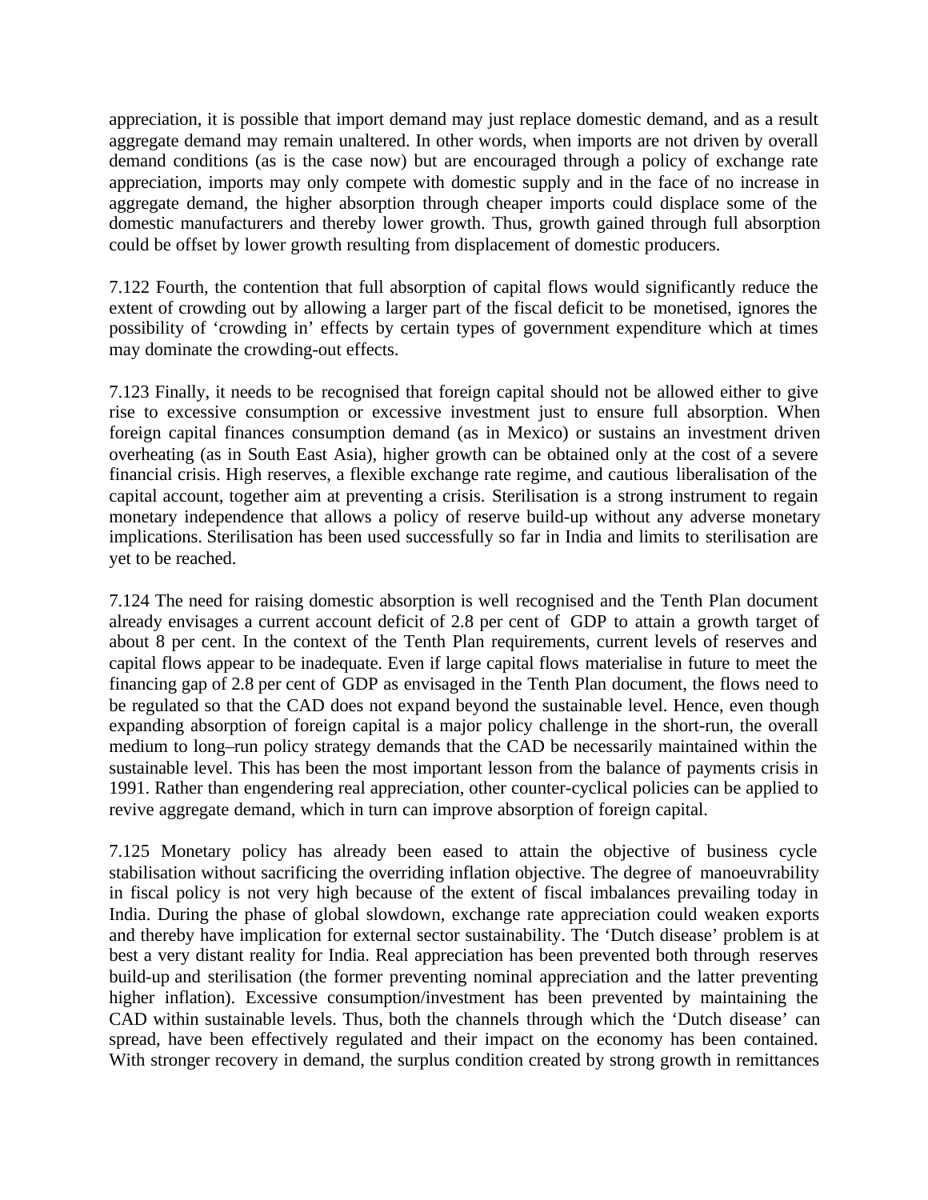appreciation, it is possible that import demand may just replace domestic demand, and as a result aggregate demand may remain unaltered. In other words, when imports are not driven by overall demand conditions (as is the case now) but are encouraged through a policy of exchange rate appreciation, imports may only compete with domestic supply and in the face of no increase in aggregate demand, the higher absorption through cheaper imports could displace some of the domestic manufacturers and thereby lower growth. Thus, growth gained through full absorption could be offset by lower growth resulting from displacement of domestic producers.

7.122 Fourth, the contention that full absorption of capital flows would significantly reduce the extent of crowding out by allowing a larger part of the fiscal deficit to be monetised, ignores the possibility of 'crowding in' effects by certain types of government expenditure which at times may dominate the crowding-out effects.

7.123 Finally, it needs to be recognised that foreign capital should not be allowed either to give rise to excessive consumption or excessive investment just to ensure full absorption. When foreign capital finances consumption demand (as in Mexico) or sustains an investment driven overheating (as in South East Asia), higher growth can be obtained only at the cost of a severe financial crisis. High reserves, a flexible exchange rate regime, and cautious liberalisation of the capital account, together aim at preventing a crisis. Sterilisation is a strong instrument to regain monetary independence that allows a policy of reserve build-up without any adverse monetary implications. Sterilisation has been used successfully so far in India and limits to sterilisation are yet to be reached.

7.124 The need for raising domestic absorption is well recognised and the Tenth Plan document already envisages a current account deficit of 2.8 per cent of GDP to attain a growth target of about 8 per cent. In the context of the Tenth Plan requirements, current levels of reserves and capital flows appear to be inadequate. Even if large capital flows materialise in future to meet the financing gap of 2.8 per cent of GDP as envisaged in the Tenth Plan document, the flows need to be regulated so that the CAD does not expand beyond the sustainable level. Hence, even though expanding absorption of foreign capital is a major policy challenge in the short-run, the overall medium to long–run policy strategy demands that the CAD be necessarily maintained within the sustainable level. This has been the most important lesson from the balance of payments crisis in 1991. Rather than engendering real appreciation, other counter-cyclical policies can be applied to revive aggregate demand, which in turn can improve absorption of foreign capital.

7.125 Monetary policy has already been eased to attain the objective of business cycle stabilisation without sacrificing the overriding inflation objective. The degree of manoeuvrability in fiscal policy is not very high because of the extent of fiscal imbalances prevailing today in India. During the phase of global slowdown, exchange rate appreciation could weaken exports and thereby have implication for external sector sustainability. The 'Dutch disease' problem is at best a very distant reality for India. Real appreciation has been prevented both through reserves build-up and sterilisation (the former preventing nominal appreciation and the latter preventing higher inflation). Excessive consumption/investment has been prevented by maintaining the CAD within sustainable levels. Thus, both the channels through which the 'Dutch disease' can spread, have been effectively regulated and their impact on the economy has been contained. With stronger recovery in demand, the surplus condition created by strong growth in remittances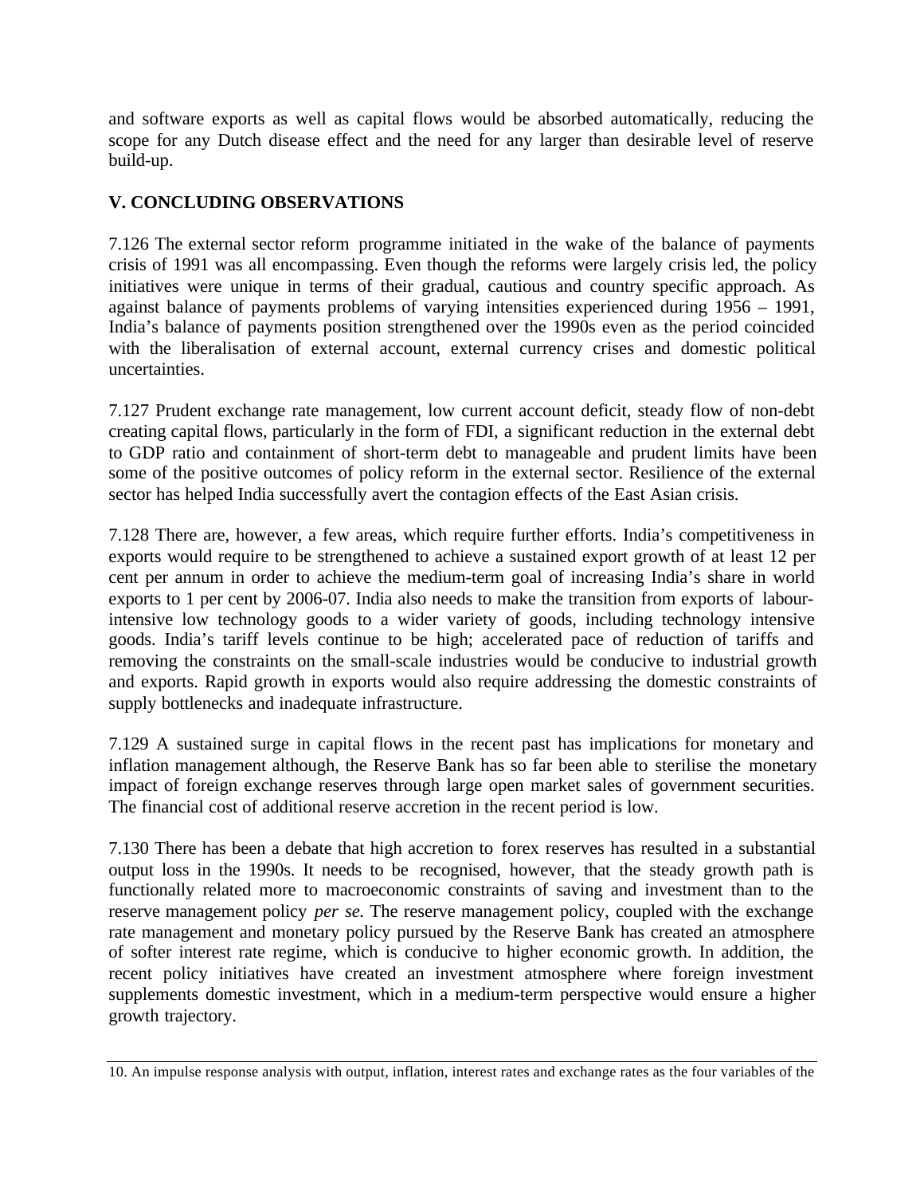and software exports as well as capital flows would be absorbed automatically, reducing the scope for any Dutch disease effect and the need for any larger than desirable level of reserve build-up.

## V. CONCLUDING OBSERVATIONS

7.126 The external sector reform programme initiated in the wake of the balance of payments crisis of 1991 was all encompassing. Even though the reforms were largely crisis led, the policy initiatives were unique in terms of their gradual, cautious and country specific approach. As against balance of payments problems of varying intensities experienced during 1956 – 1991, India's balance of payments position strengthened over the 1990s even as the period coincided with the liberalisation of external account, external currency crises and domestic political uncertainties.

7.127 Prudent exchange rate management, low current account deficit, steady flow of non-debt creating capital flows, particularly in the form of FDI, a significant reduction in the external debt to GDP ratio and containment of short-term debt to manageable and prudent limits have been some of the positive outcomes of policy reform in the external sector. Resilience of the external sector has helped India successfully avert the contagion effects of the East Asian crisis.

7.128 There are, however, a few areas, which require further efforts. India's competitiveness in exports would require to be strengthened to achieve a sustained export growth of at least 12 per cent per annum in order to achieve the medium-term goal of increasing India's share in world exports to 1 per cent by 2006-07. India also needs to make the transition from exports of labour-intensive low technology goods to a wider variety of goods, including technology intensive goods. India's tariff levels continue to be high; accelerated pace of reduction of tariffs and removing the constraints on the small-scale industries would be conducive to industrial growth and exports. Rapid growth in exports would also require addressing the domestic constraints of supply bottlenecks and inadequate infrastructure.

7.129 A sustained surge in capital flows in the recent past has implications for monetary and inflation management although, the Reserve Bank has so far been able to sterilise the monetary impact of foreign exchange reserves through large open market sales of government securities. The financial cost of additional reserve accretion in the recent period is low.

7.130 There has been a debate that high accretion to forex reserves has resulted in a substantial output loss in the 1990s. It needs to be recognised, however, that the steady growth path is functionally related more to macroeconomic constraints of saving and investment than to the reserve management policy *per se.* The reserve management policy, coupled with the exchange rate management and monetary policy pursued by the Reserve Bank has created an atmosphere of softer interest rate regime, which is conducive to higher economic growth. In addition, the recent policy initiatives have created an investment atmosphere where foreign investment supplements domestic investment, which in a medium-term perspective would ensure a higher growth trajectory.

---

10. An impulse response analysis with output, inflation, interest rates and exchange rates as the four variables of the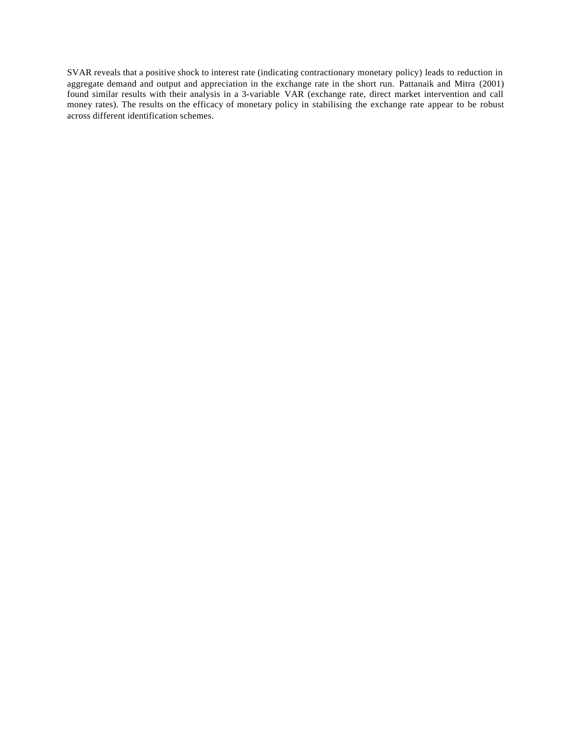SVAR reveals that a positive shock to interest rate (indicating contractionary monetary policy) leads to reduction in aggregate demand and output and appreciation in the exchange rate in the short run. Pattanaik and Mitra (2001) found similar results with their analysis in a 3-variable VAR (exchange rate, direct market intervention and call money rates). The results on the efficacy of monetary policy in stabilising the exchange rate appear to be robust across different identification schemes.